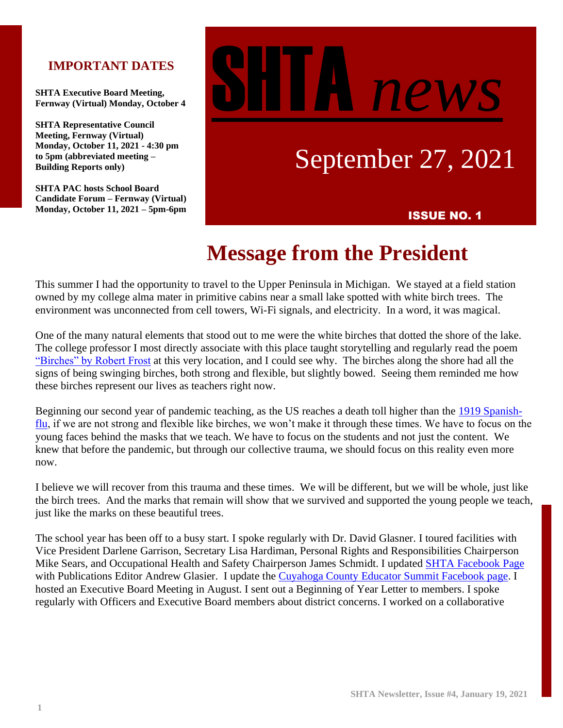## IMPORTANT DATES

**SHTA Executive Board Meeting, Fernway (Virtual) Monday, October 4**

**SHTA Representative Council Meeting, Fernway (Virtual) Monday, October 11, 2021 - 4:30 pm to 5pm (abbreviated meeting – Building Reports only)**

**SHTA PAC hosts School Board Candidate Forum – Fernway (Virtual) Monday, October 11, 2021 – 5pm-6pm**

# SHTA *news*

September 27, 2021

**ISSUE NO. 1**

# Message from the President

This summer I had the opportunity to travel to the Upper Peninsula in Michigan. We stayed at a field station owned by my college alma mater in primitive cabins near a small lake spotted with white birch trees. The environment was unconnected from cell towers, Wi-Fi signals, and electricity. In a word, it was magical.

One of the many natural elements that stood out to me were the white birches that dotted the shore of the lake. The college professor I most directly associate with this place taught storytelling and regularly read the poem "Birches" by Robert Frost at this very location, and I could see why. The birches along the shore had all the signs of being swinging birches, both strong and flexible, but slightly bowed. Seeing them reminded me how these birches represent our lives as teachers right now.

Beginning our second year of pandemic teaching, as the US reaches a death toll higher than the 1919 Spanish-flu, if we are not strong and flexible like birches, we won't make it through these times. We have to focus on the young faces behind the masks that we teach. We have to focus on the students and not just the content. We knew that before the pandemic, but through our collective trauma, we should focus on this reality even more now.

I believe we will recover from this trauma and these times. We will be different, but we will be whole, just like the birch trees. And the marks that remain will show that we survived and supported the young people we teach, just like the marks on these beautiful trees.

The school year has been off to a busy start. I spoke regularly with Dr. David Glasner. I toured facilities with Vice President Darlene Garrison, Secretary Lisa Hardiman, Personal Rights and Responsibilities Chairperson Mike Sears, and Occupational Health and Safety Chairperson James Schmidt. I updated SHTA Facebook Page with Publications Editor Andrew Glasier. I update the Cuyahoga County Educator Summit Facebook page. I hosted an Executive Board Meeting in August. I sent out a Beginning of Year Letter to members. I spoke regularly with Officers and Executive Board members about district concerns. I worked on a collaborative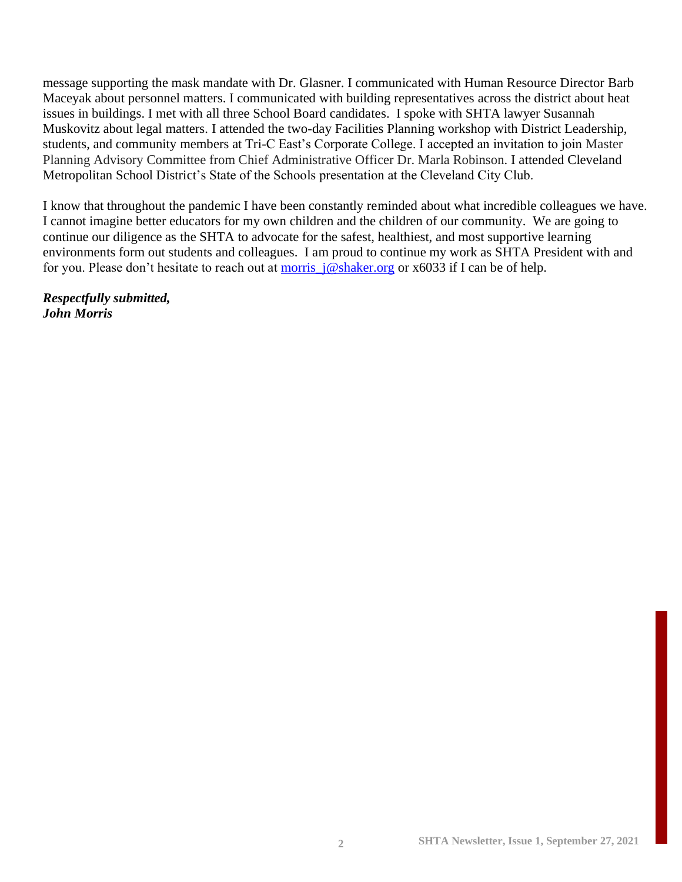message supporting the mask mandate with Dr. Glasner. I communicated with Human Resource Director Barb Maceyak about personnel matters. I communicated with building representatives across the district about heat issues in buildings. I met with all three School Board candidates. I spoke with SHTA lawyer Susannah Muskovitz about legal matters. I attended the two-day Facilities Planning workshop with District Leadership, students, and community members at Tri-C East's Corporate College. I accepted an invitation to join Master Planning Advisory Committee from Chief Administrative Officer Dr. Marla Robinson. I attended Cleveland Metropolitan School District's State of the Schools presentation at the Cleveland City Club.

I know that throughout the pandemic I have been constantly reminded about what incredible colleagues we have. I cannot imagine better educators for my own children and the children of our community. We are going to continue our diligence as the SHTA to advocate for the safest, healthiest, and most supportive learning environments form out students and colleagues. I am proud to continue my work as SHTA President with and for you. Please don't hesitate to reach out at morris_j@shaker.org or x6033 if I can be of help.

***Respectfully submitted,***
***John Morris***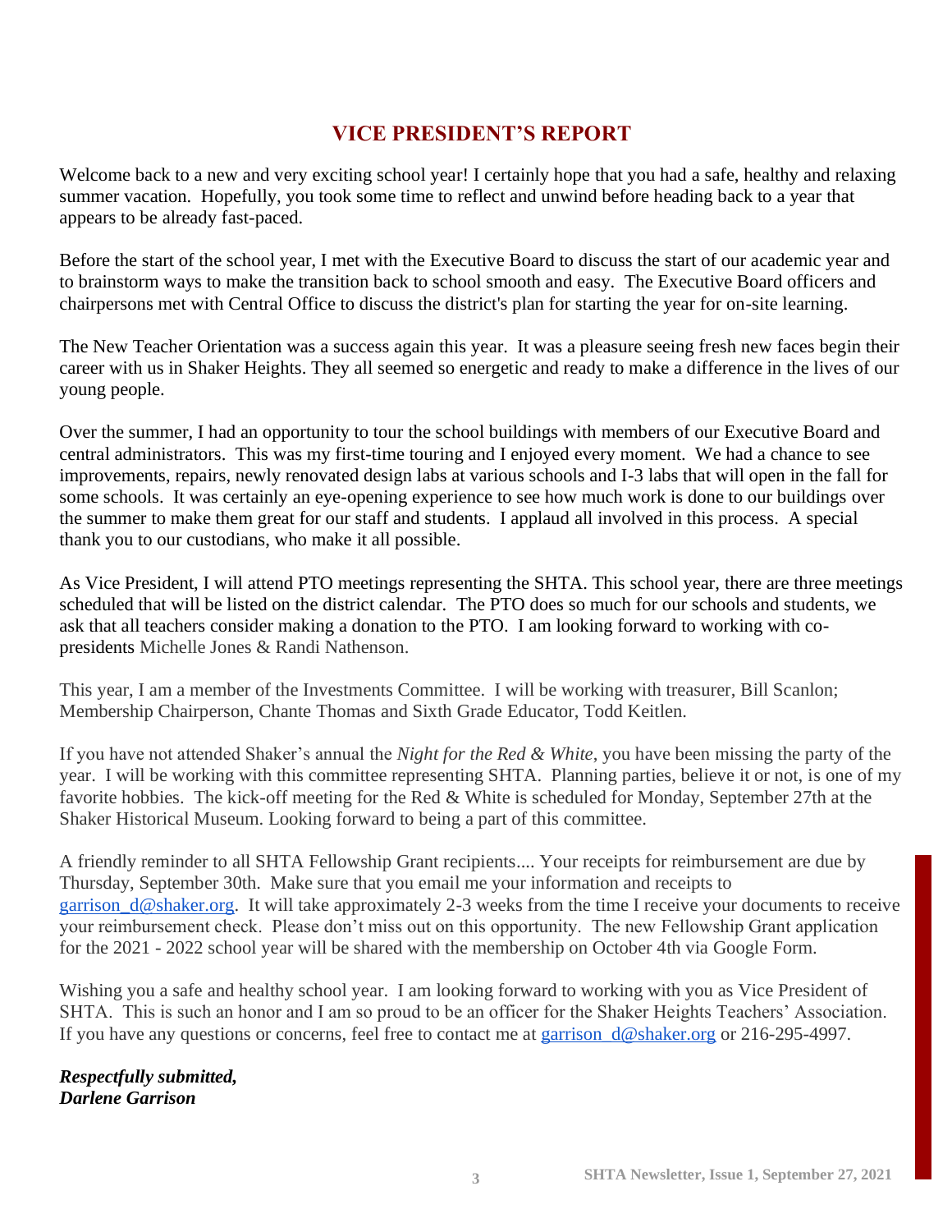# VICE PRESIDENT'S REPORT

Welcome back to a new and very exciting school year! I certainly hope that you had a safe, healthy and relaxing summer vacation. Hopefully, you took some time to reflect and unwind before heading back to a year that appears to be already fast-paced.

Before the start of the school year, I met with the Executive Board to discuss the start of our academic year and to brainstorm ways to make the transition back to school smooth and easy. The Executive Board officers and chairpersons met with Central Office to discuss the district's plan for starting the year for on-site learning.

The New Teacher Orientation was a success again this year. It was a pleasure seeing fresh new faces begin their career with us in Shaker Heights. They all seemed so energetic and ready to make a difference in the lives of our young people.

Over the summer, I had an opportunity to tour the school buildings with members of our Executive Board and central administrators. This was my first-time touring and I enjoyed every moment. We had a chance to see improvements, repairs, newly renovated design labs at various schools and I-3 labs that will open in the fall for some schools. It was certainly an eye-opening experience to see how much work is done to our buildings over the summer to make them great for our staff and students. I applaud all involved in this process. A special thank you to our custodians, who make it all possible.

As Vice President, I will attend PTO meetings representing the SHTA. This school year, there are three meetings scheduled that will be listed on the district calendar. The PTO does so much for our schools and students, we ask that all teachers consider making a donation to the PTO. I am looking forward to working with co-presidents Michelle Jones & Randi Nathenson.

This year, I am a member of the Investments Committee. I will be working with treasurer, Bill Scanlon; Membership Chairperson, Chante Thomas and Sixth Grade Educator, Todd Keitlen.

If you have not attended Shaker's annual the *Night for the Red & White*, you have been missing the party of the year. I will be working with this committee representing SHTA. Planning parties, believe it or not, is one of my favorite hobbies. The kick-off meeting for the Red & White is scheduled for Monday, September 27th at the Shaker Historical Museum. Looking forward to being a part of this committee.

A friendly reminder to all SHTA Fellowship Grant recipients.... Your receipts for reimbursement are due by Thursday, September 30th. Make sure that you email me your information and receipts to [garrison_d@shaker.org](mailto:garrison_d@shaker.org). It will take approximately 2-3 weeks from the time I receive your documents to receive your reimbursement check. Please don't miss out on this opportunity. The new Fellowship Grant application for the 2021 - 2022 school year will be shared with the membership on October 4th via Google Form.

Wishing you a safe and healthy school year. I am looking forward to working with you as Vice President of SHTA. This is such an honor and I am so proud to be an officer for the Shaker Heights Teachers' Association. If you have any questions or concerns, feel free to contact me at [garrison_d@shaker.org](mailto:garrison_d@shaker.org) or 216-295-4997.

***Respectfully submitted,***
***Darlene Garrison***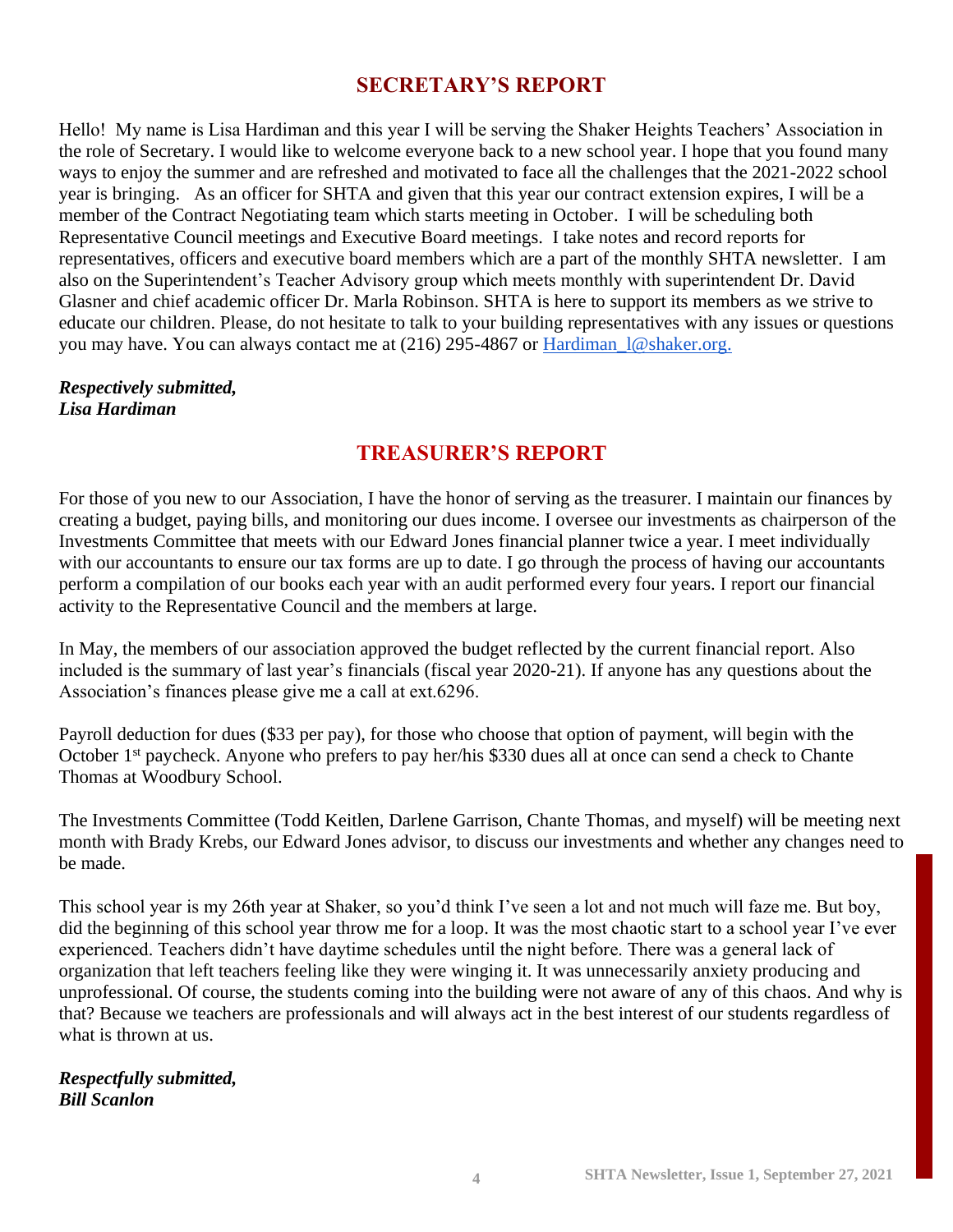## SECRETARY'S REPORT

Hello! My name is Lisa Hardiman and this year I will be serving the Shaker Heights Teachers' Association in the role of Secretary. I would like to welcome everyone back to a new school year. I hope that you found many ways to enjoy the summer and are refreshed and motivated to face all the challenges that the 2021-2022 school year is bringing. As an officer for SHTA and given that this year our contract extension expires, I will be a member of the Contract Negotiating team which starts meeting in October. I will be scheduling both Representative Council meetings and Executive Board meetings. I take notes and record reports for representatives, officers and executive board members which are a part of the monthly SHTA newsletter. I am also on the Superintendent's Teacher Advisory group which meets monthly with superintendent Dr. David Glasner and chief academic officer Dr. Marla Robinson. SHTA is here to support its members as we strive to educate our children. Please, do not hesitate to talk to your building representatives with any issues or questions you may have. You can always contact me at (216) 295-4867 or Hardiman_l@shaker.org.

***Respectively submitted,***
***Lisa Hardiman***

## TREASURER'S REPORT

For those of you new to our Association, I have the honor of serving as the treasurer. I maintain our finances by creating a budget, paying bills, and monitoring our dues income. I oversee our investments as chairperson of the Investments Committee that meets with our Edward Jones financial planner twice a year. I meet individually with our accountants to ensure our tax forms are up to date. I go through the process of having our accountants perform a compilation of our books each year with an audit performed every four years. I report our financial activity to the Representative Council and the members at large.

In May, the members of our association approved the budget reflected by the current financial report. Also included is the summary of last year's financials (fiscal year 2020-21). If anyone has any questions about the Association's finances please give me a call at ext.6296.

Payroll deduction for dues ($33 per pay), for those who choose that option of payment, will begin with the October 1st paycheck. Anyone who prefers to pay her/his $330 dues all at once can send a check to Chante Thomas at Woodbury School.

The Investments Committee (Todd Keitlen, Darlene Garrison, Chante Thomas, and myself) will be meeting next month with Brady Krebs, our Edward Jones advisor, to discuss our investments and whether any changes need to be made.

This school year is my 26th year at Shaker, so you'd think I've seen a lot and not much will faze me. But boy, did the beginning of this school year throw me for a loop. It was the most chaotic start to a school year I've ever experienced. Teachers didn't have daytime schedules until the night before. There was a general lack of organization that left teachers feeling like they were winging it. It was unnecessarily anxiety producing and unprofessional. Of course, the students coming into the building were not aware of any of this chaos. And why is that? Because we teachers are professionals and will always act in the best interest of our students regardless of what is thrown at us.

***Respectfully submitted,***
***Bill Scanlon***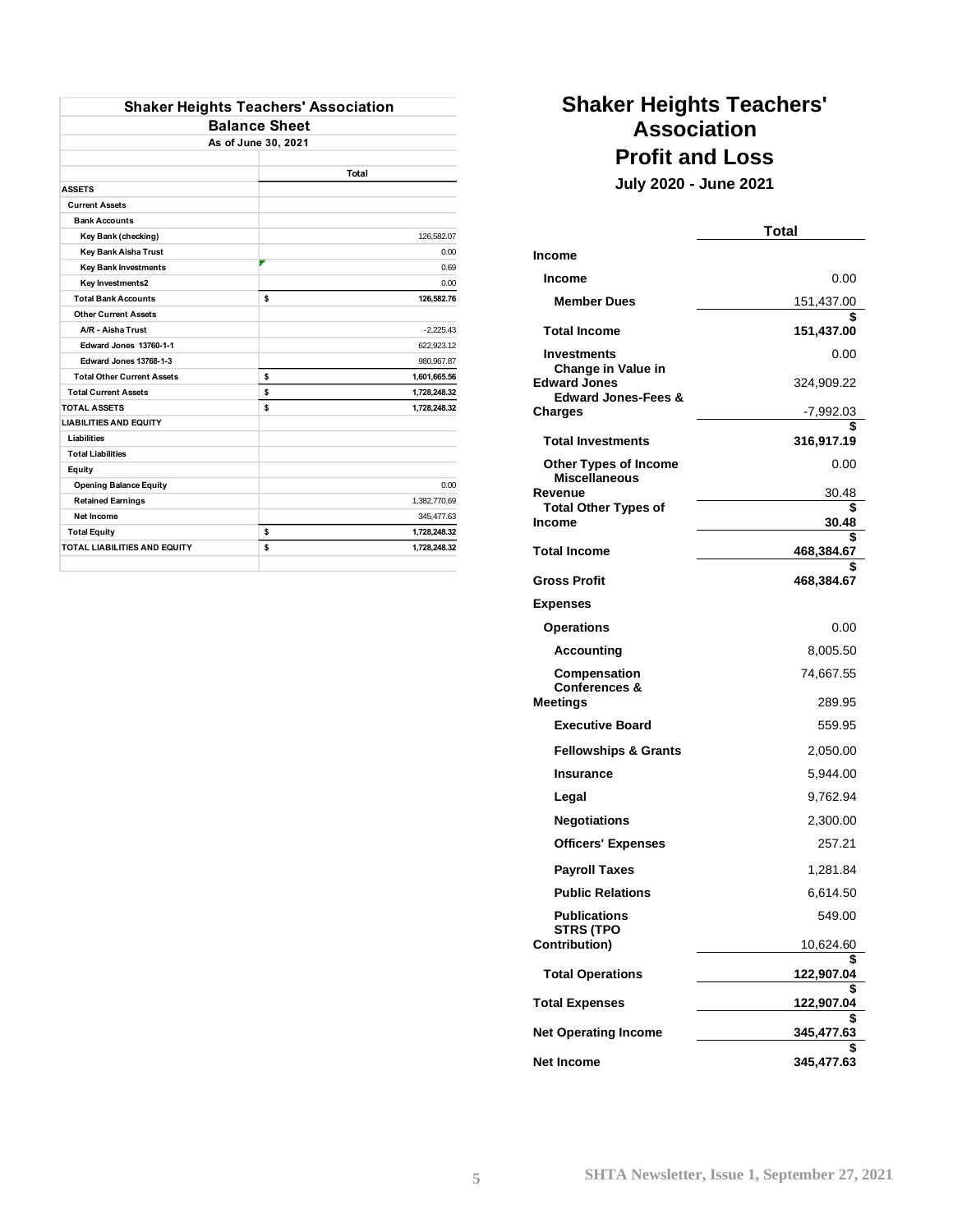## Shaker Heights Teachers' Association

### Balance Sheet

As of June 30, 2021

| | Total |
|---|---|
| **ASSETS** | |
| **Current Assets** | |
| **Bank Accounts** | |
| Key Bank (checking) | 126,582.07 |
| Key Bank Aisha Trust | 0.00 |
| Key Bank Investments | 0.69 |
| Key Investments2 | 0.00 |
| **Total Bank Accounts** | **$ 126,582.76** |
| **Other Current Assets** | |
| A/R - Aisha Trust | -2,225.43 |
| Edward Jones 13760-1-1 | 622,923.12 |
| Edward Jones 13768-1-3 | 980,967.87 |
| **Total Other Current Assets** | **$ 1,601,665.56** |
| **Total Current Assets** | **$ 1,728,248.32** |
| **TOTAL ASSETS** | **$ 1,728,248.32** |
| **LIABILITIES AND EQUITY** | |
| **Liabilities** | |
| **Total Liabilities** | |
| **Equity** | |
| Opening Balance Equity | 0.00 |
| Retained Earnings | 1,382,770.69 |
| Net Income | 345,477.63 |
| **Total Equity** | **$ 1,728,248.32** |
| **TOTAL LIABILITIES AND EQUITY** | **$ 1,728,248.32** |

## Shaker Heights Teachers' Association

## Profit and Loss

**July 2020 - June 2021**

| | Total |
|---|---|
| **Income** | |
| **Income** | 0.00 |
| **Member Dues** | 151,437.00 |
| **Total Income** | **$ 151,437.00** |
| **Investments** | 0.00 |
| **Change in Value in Edward Jones** | 324,909.22 |
| **Edward Jones-Fees & Charges** | -7,992.03 |
| **Total Investments** | **$ 316,917.19** |
| **Other Types of Income** | 0.00 |
| **Miscellaneous Revenue** | 30.48 |
| **Total Other Types of Income** | **$ 30.48** |
| **Total Income** | **$ 468,384.67** |
| **Gross Profit** | **$ 468,384.67** |
| **Expenses** | |
| **Operations** | 0.00 |
| **Accounting** | 8,005.50 |
| **Compensation** | 74,667.55 |
| **Conferences & Meetings** | 289.95 |
| **Executive Board** | 559.95 |
| **Fellowships & Grants** | 2,050.00 |
| **Insurance** | 5,944.00 |
| **Legal** | 9,762.94 |
| **Negotiations** | 2,300.00 |
| **Officers' Expenses** | 257.21 |
| **Payroll Taxes** | 1,281.84 |
| **Public Relations** | 6,614.50 |
| **Publications** | 549.00 |
| **STRS (TPO Contribution)** | 10,624.60 |
| **Total Operations** | **$ 122,907.04** |
| **Total Expenses** | **$ 122,907.04** |
| **Net Operating Income** | **$ 345,477.63** |
| **Net Income** | **$ 345,477.63** |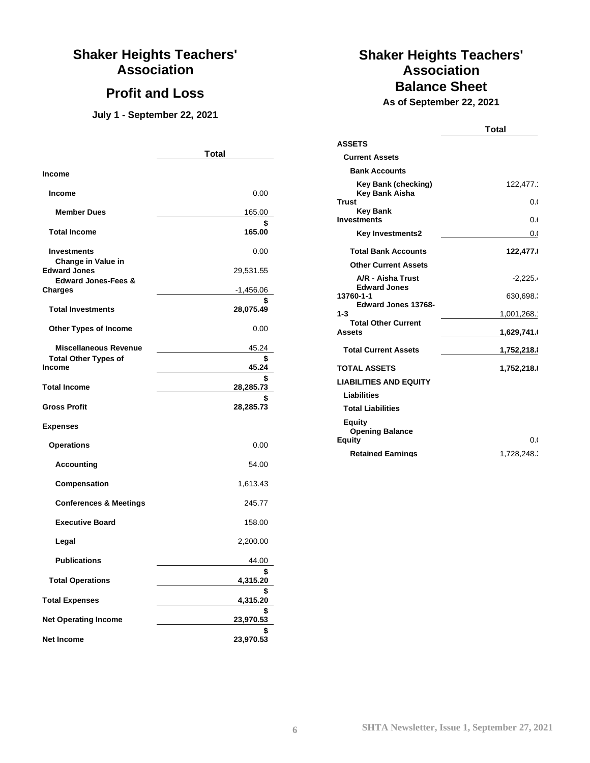# Shaker Heights Teachers' Association

## Profit and Loss

**July 1 - September 22, 2021**

| | Total |
|---|---|
| **Income** | |
| **Income** | 0.00 |
| **Member Dues** | 165.00 |
| **Total Income** | **$ 165.00** |
| **Investments** | 0.00 |
| **Change in Value in Edward Jones** | 29,531.55 |
| **Edward Jones-Fees & Charges** | -1,456.06 |
| **Total Investments** | **$ 28,075.49** |
| **Other Types of Income** | 0.00 |
| **Miscellaneous Revenue** | 45.24 |
| **Total Other Types of Income** | **$ 45.24** |
| **Total Income** | **$ 28,285.73** |
| **Gross Profit** | **$ 28,285.73** |
| **Expenses** | |
| **Operations** | 0.00 |
| **Accounting** | 54.00 |
| **Compensation** | 1,613.43 |
| **Conferences & Meetings** | 245.77 |
| **Executive Board** | 158.00 |
| **Legal** | 2,200.00 |
| **Publications** | 44.00 |
| **Total Operations** | **$ 4,315.20** |
| **Total Expenses** | **$ 4,315.20** |
| **Net Operating Income** | **$ 23,970.53** |
| **Net Income** | **$ 23,970.53** |

# Shaker Heights Teachers' Association

## Balance Sheet

**As of September 22, 2021**

| | Total |
|---|---|
| **ASSETS** | |
| **Current Assets** | |
| **Bank Accounts** | |
| **Key Bank (checking)** | 122,477.1 |
| **Key Bank Aisha Trust** | 0.0 |
| **Key Bank Investments** | 0.0 |
| **Key Investments2** | 0.0 |
| **Total Bank Accounts** | **122,477.8** |
| **Other Current Assets** | |
| **A/R - Aisha Trust** | -2,225.4 |
| **Edward Jones 13760-1-1** | 630,698.3 |
| **Edward Jones 13768-1-3** | 1,001,268.1 |
| **Total Other Current Assets** | **1,629,741.0** |
| **Total Current Assets** | **1,752,218.8** |
| **TOTAL ASSETS** | **1,752,218.8** |
| **LIABILITIES AND EQUITY** | |
| **Liabilities** | |
| **Total Liabilities** | |
| **Equity** | |
| **Opening Balance Equity** | 0.0 |
| **Retained Earnings** | 1,728,248.3 |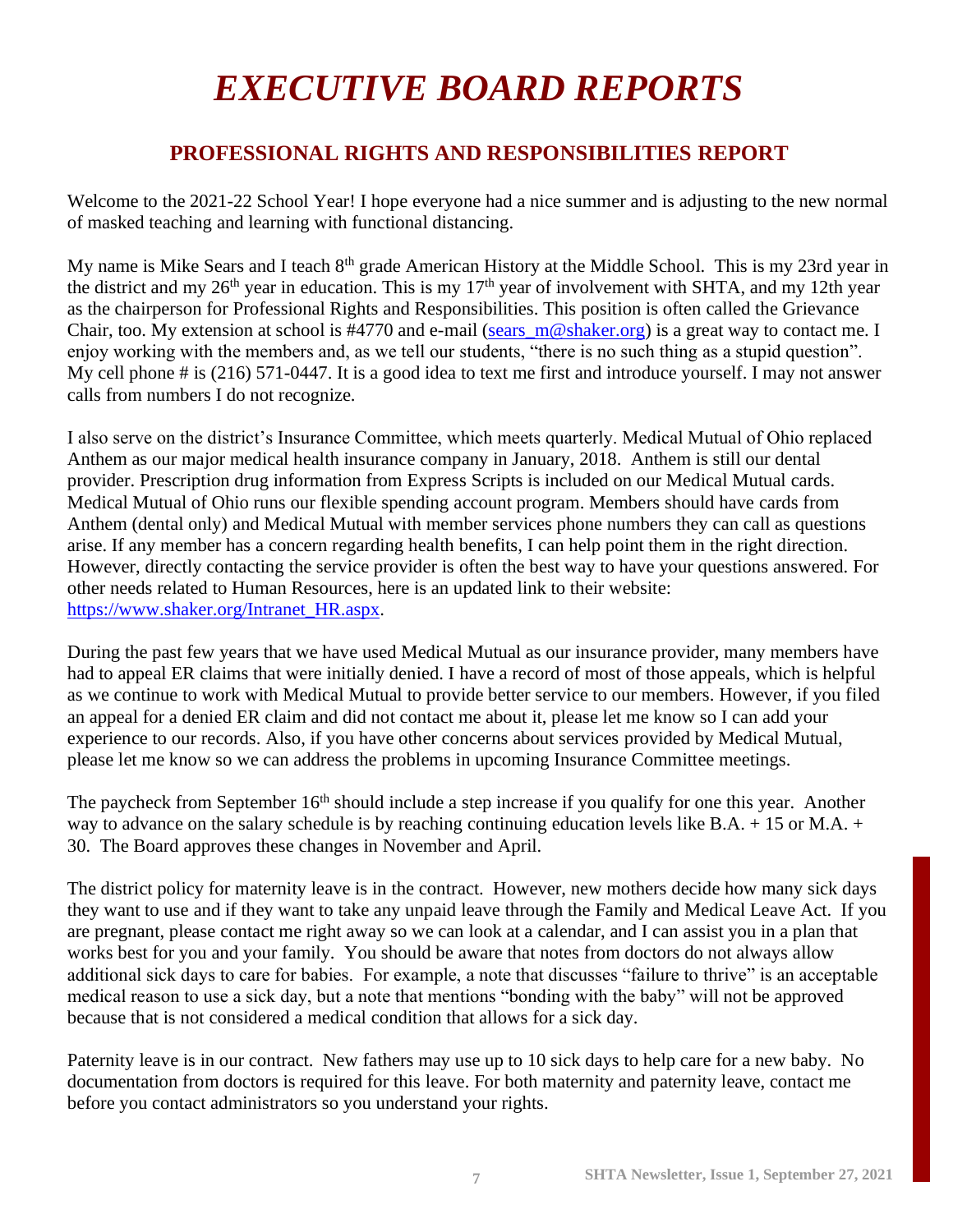# *EXECUTIVE BOARD REPORTS*

## PROFESSIONAL RIGHTS AND RESPONSIBILITIES REPORT

Welcome to the 2021-22 School Year! I hope everyone had a nice summer and is adjusting to the new normal of masked teaching and learning with functional distancing.

My name is Mike Sears and I teach 8th grade American History at the Middle School. This is my 23rd year in the district and my 26th year in education. This is my 17th year of involvement with SHTA, and my 12th year as the chairperson for Professional Rights and Responsibilities. This position is often called the Grievance Chair, too. My extension at school is #4770 and e-mail (sears_m@shaker.org) is a great way to contact me. I enjoy working with the members and, as we tell our students, "there is no such thing as a stupid question". My cell phone # is (216) 571-0447. It is a good idea to text me first and introduce yourself. I may not answer calls from numbers I do not recognize.

I also serve on the district's Insurance Committee, which meets quarterly. Medical Mutual of Ohio replaced Anthem as our major medical health insurance company in January, 2018. Anthem is still our dental provider. Prescription drug information from Express Scripts is included on our Medical Mutual cards. Medical Mutual of Ohio runs our flexible spending account program. Members should have cards from Anthem (dental only) and Medical Mutual with member services phone numbers they can call as questions arise. If any member has a concern regarding health benefits, I can help point them in the right direction. However, directly contacting the service provider is often the best way to have your questions answered. For other needs related to Human Resources, here is an updated link to their website: https://www.shaker.org/Intranet_HR.aspx.

During the past few years that we have used Medical Mutual as our insurance provider, many members have had to appeal ER claims that were initially denied. I have a record of most of those appeals, which is helpful as we continue to work with Medical Mutual to provide better service to our members. However, if you filed an appeal for a denied ER claim and did not contact me about it, please let me know so I can add your experience to our records. Also, if you have other concerns about services provided by Medical Mutual, please let me know so we can address the problems in upcoming Insurance Committee meetings.

The paycheck from September 16th should include a step increase if you qualify for one this year. Another way to advance on the salary schedule is by reaching continuing education levels like B.A. + 15 or M.A. + 30. The Board approves these changes in November and April.

The district policy for maternity leave is in the contract. However, new mothers decide how many sick days they want to use and if they want to take any unpaid leave through the Family and Medical Leave Act. If you are pregnant, please contact me right away so we can look at a calendar, and I can assist you in a plan that works best for you and your family. You should be aware that notes from doctors do not always allow additional sick days to care for babies. For example, a note that discusses "failure to thrive" is an acceptable medical reason to use a sick day, but a note that mentions "bonding with the baby" will not be approved because that is not considered a medical condition that allows for a sick day.

Paternity leave is in our contract. New fathers may use up to 10 sick days to help care for a new baby. No documentation from doctors is required for this leave. For both maternity and paternity leave, contact me before you contact administrators so you understand your rights.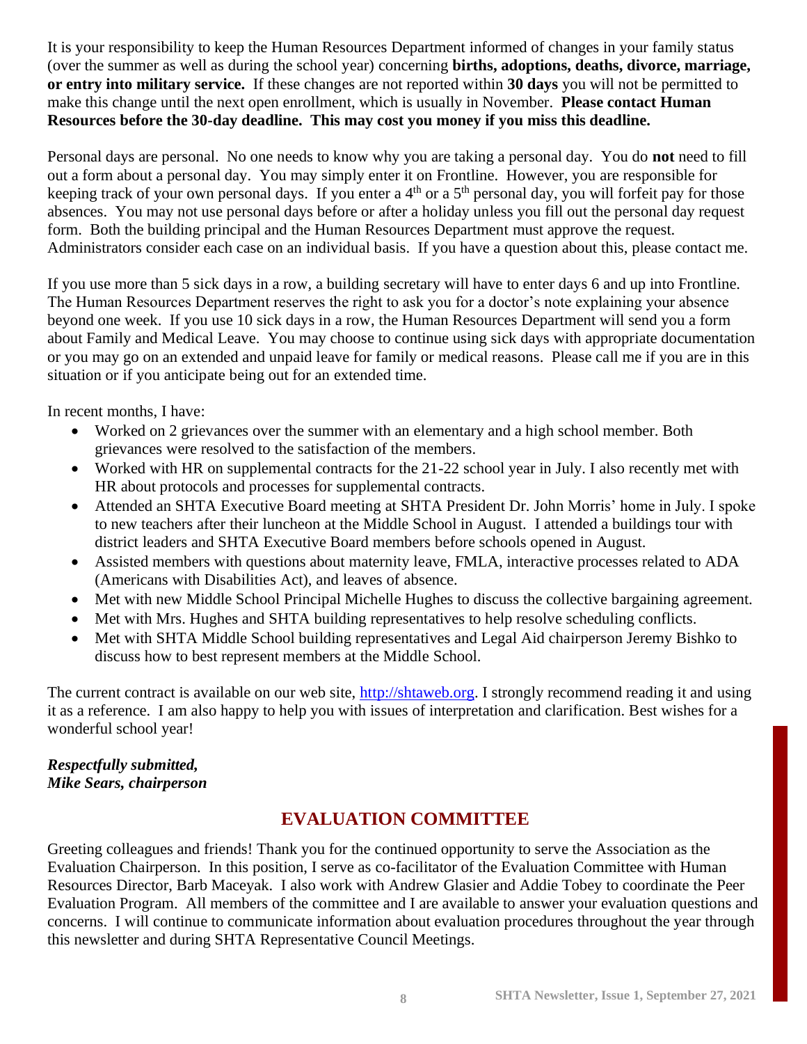It is your responsibility to keep the Human Resources Department informed of changes in your family status (over the summer as well as during the school year) concerning **births, adoptions, deaths, divorce, marriage, or entry into military service.** If these changes are not reported within **30 days** you will not be permitted to make this change until the next open enrollment, which is usually in November. **Please contact Human Resources before the 30-day deadline. This may cost you money if you miss this deadline.**

Personal days are personal. No one needs to know why you are taking a personal day. You do **not** need to fill out a form about a personal day. You may simply enter it on Frontline. However, you are responsible for keeping track of your own personal days. If you enter a 4th or a 5th personal day, you will forfeit pay for those absences. You may not use personal days before or after a holiday unless you fill out the personal day request form. Both the building principal and the Human Resources Department must approve the request. Administrators consider each case on an individual basis. If you have a question about this, please contact me.

If you use more than 5 sick days in a row, a building secretary will have to enter days 6 and up into Frontline. The Human Resources Department reserves the right to ask you for a doctor's note explaining your absence beyond one week. If you use 10 sick days in a row, the Human Resources Department will send you a form about Family and Medical Leave. You may choose to continue using sick days with appropriate documentation or you may go on an extended and unpaid leave for family or medical reasons. Please call me if you are in this situation or if you anticipate being out for an extended time.

In recent months, I have:

- Worked on 2 grievances over the summer with an elementary and a high school member. Both grievances were resolved to the satisfaction of the members.
- Worked with HR on supplemental contracts for the 21-22 school year in July. I also recently met with HR about protocols and processes for supplemental contracts.
- Attended an SHTA Executive Board meeting at SHTA President Dr. John Morris' home in July. I spoke to new teachers after their luncheon at the Middle School in August. I attended a buildings tour with district leaders and SHTA Executive Board members before schools opened in August.
- Assisted members with questions about maternity leave, FMLA, interactive processes related to ADA (Americans with Disabilities Act), and leaves of absence.
- Met with new Middle School Principal Michelle Hughes to discuss the collective bargaining agreement.
- Met with Mrs. Hughes and SHTA building representatives to help resolve scheduling conflicts.
- Met with SHTA Middle School building representatives and Legal Aid chairperson Jeremy Bishko to discuss how to best represent members at the Middle School.

The current contract is available on our web site, http://shtaweb.org. I strongly recommend reading it and using it as a reference. I am also happy to help you with issues of interpretation and clarification. Best wishes for a wonderful school year!

***Respectfully submitted,***
***Mike Sears, chairperson***

## EVALUATION COMMITTEE

Greeting colleagues and friends! Thank you for the continued opportunity to serve the Association as the Evaluation Chairperson. In this position, I serve as co-facilitator of the Evaluation Committee with Human Resources Director, Barb Maceyak. I also work with Andrew Glasier and Addie Tobey to coordinate the Peer Evaluation Program. All members of the committee and I are available to answer your evaluation questions and concerns. I will continue to communicate information about evaluation procedures throughout the year through this newsletter and during SHTA Representative Council Meetings.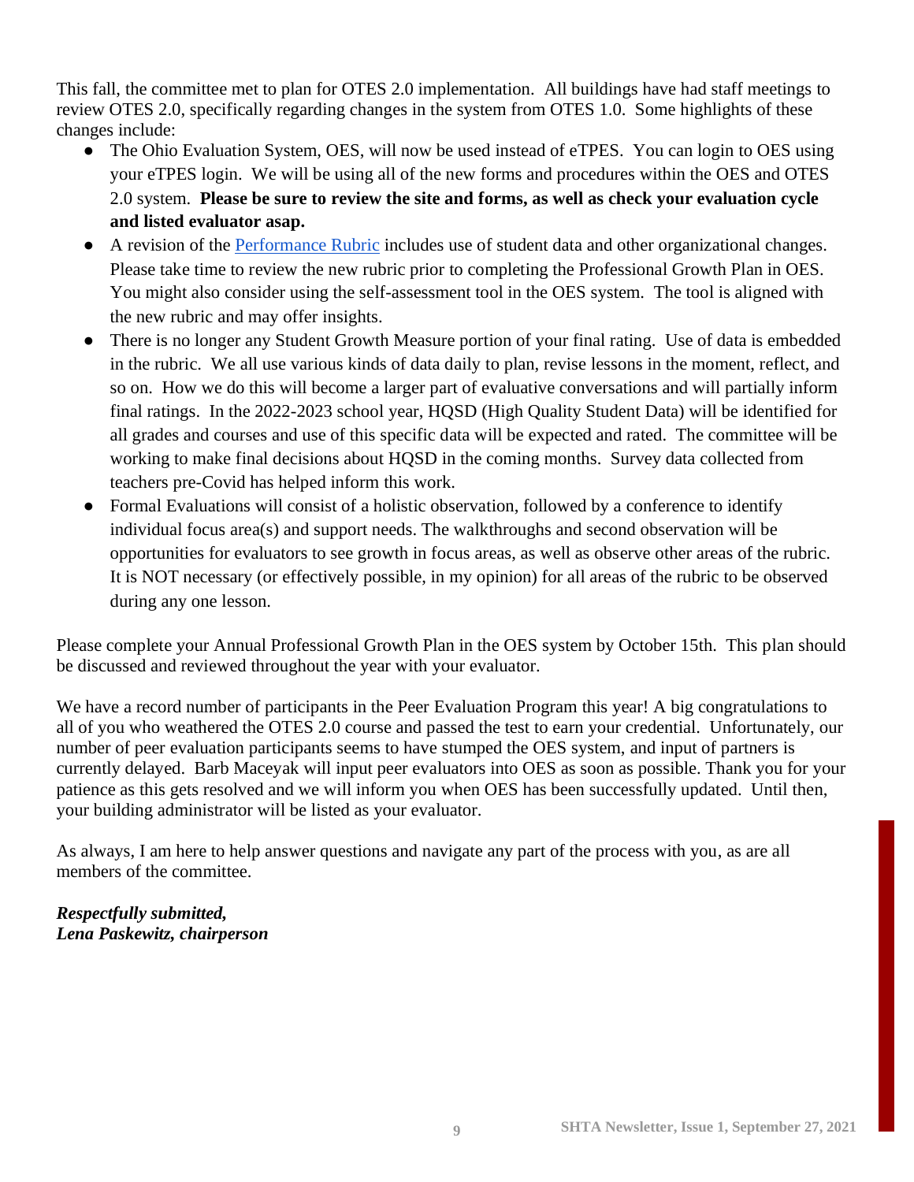This fall, the committee met to plan for OTES 2.0 implementation. All buildings have had staff meetings to review OTES 2.0, specifically regarding changes in the system from OTES 1.0. Some highlights of these changes include:

- The Ohio Evaluation System, OES, will now be used instead of eTPES. You can login to OES using your eTPES login. We will be using all of the new forms and procedures within the OES and OTES 2.0 system. **Please be sure to review the site and forms, as well as check your evaluation cycle and listed evaluator asap.**
- A revision of the [Performance Rubric]() includes use of student data and other organizational changes. Please take time to review the new rubric prior to completing the Professional Growth Plan in OES. You might also consider using the self-assessment tool in the OES system. The tool is aligned with the new rubric and may offer insights.
- There is no longer any Student Growth Measure portion of your final rating. Use of data is embedded in the rubric. We all use various kinds of data daily to plan, revise lessons in the moment, reflect, and so on. How we do this will become a larger part of evaluative conversations and will partially inform final ratings. In the 2022-2023 school year, HQSD (High Quality Student Data) will be identified for all grades and courses and use of this specific data will be expected and rated. The committee will be working to make final decisions about HQSD in the coming months. Survey data collected from teachers pre-Covid has helped inform this work.
- Formal Evaluations will consist of a holistic observation, followed by a conference to identify individual focus area(s) and support needs. The walkthroughs and second observation will be opportunities for evaluators to see growth in focus areas, as well as observe other areas of the rubric. It is NOT necessary (or effectively possible, in my opinion) for all areas of the rubric to be observed during any one lesson.

Please complete your Annual Professional Growth Plan in the OES system by October 15th. This plan should be discussed and reviewed throughout the year with your evaluator.

We have a record number of participants in the Peer Evaluation Program this year! A big congratulations to all of you who weathered the OTES 2.0 course and passed the test to earn your credential. Unfortunately, our number of peer evaluation participants seems to have stumped the OES system, and input of partners is currently delayed. Barb Maceyak will input peer evaluators into OES as soon as possible. Thank you for your patience as this gets resolved and we will inform you when OES has been successfully updated. Until then, your building administrator will be listed as your evaluator.

As always, I am here to help answer questions and navigate any part of the process with you, as are all members of the committee.

***Respectfully submitted,***
***Lena Paskewitz, chairperson***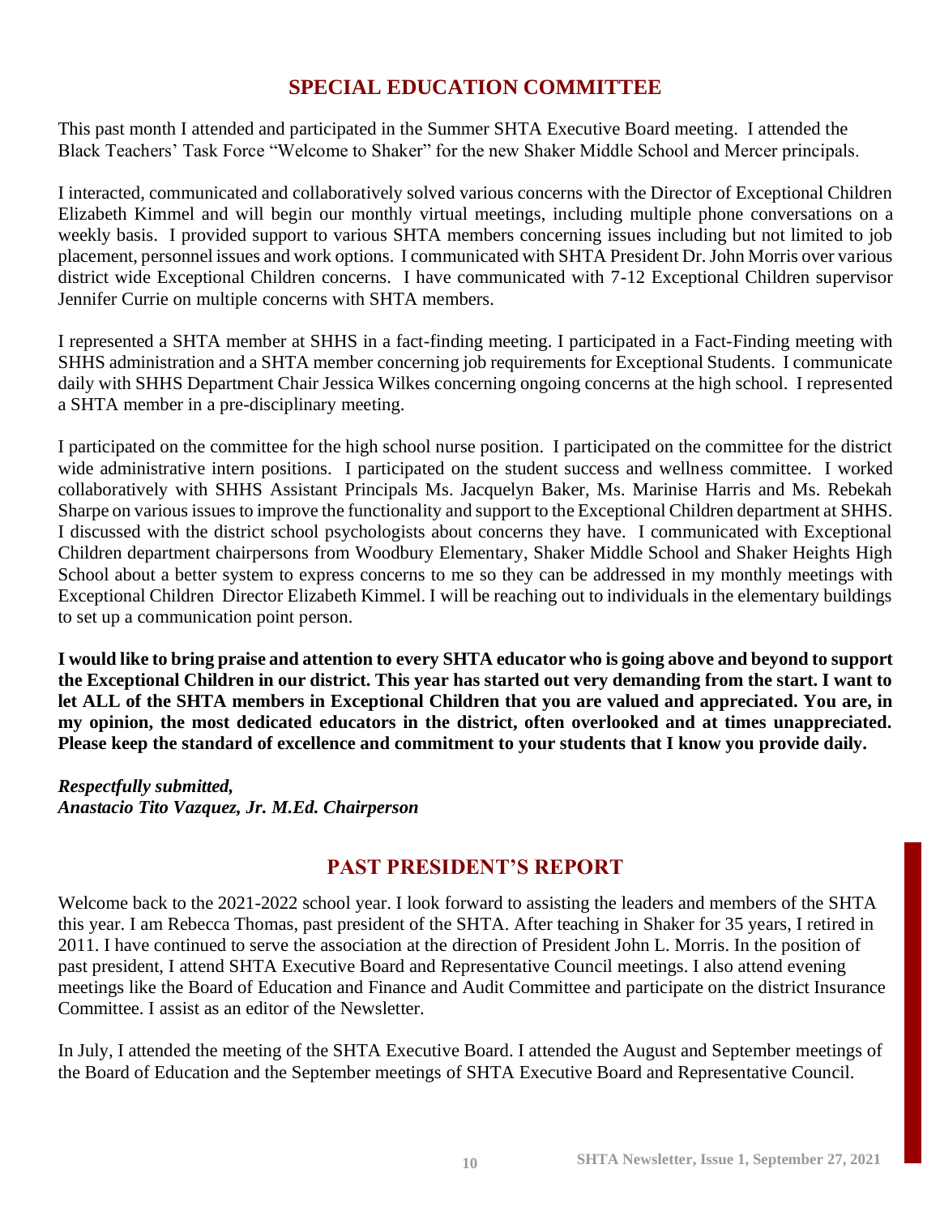## SPECIAL EDUCATION COMMITTEE

This past month I attended and participated in the Summer SHTA Executive Board meeting. I attended the Black Teachers' Task Force "Welcome to Shaker" for the new Shaker Middle School and Mercer principals.

I interacted, communicated and collaboratively solved various concerns with the Director of Exceptional Children Elizabeth Kimmel and will begin our monthly virtual meetings, including multiple phone conversations on a weekly basis. I provided support to various SHTA members concerning issues including but not limited to job placement, personnel issues and work options. I communicated with SHTA President Dr. John Morris over various district wide Exceptional Children concerns. I have communicated with 7-12 Exceptional Children supervisor Jennifer Currie on multiple concerns with SHTA members.

I represented a SHTA member at SHHS in a fact-finding meeting. I participated in a Fact-Finding meeting with SHHS administration and a SHTA member concerning job requirements for Exceptional Students. I communicate daily with SHHS Department Chair Jessica Wilkes concerning ongoing concerns at the high school. I represented a SHTA member in a pre-disciplinary meeting.

I participated on the committee for the high school nurse position. I participated on the committee for the district wide administrative intern positions. I participated on the student success and wellness committee. I worked collaboratively with SHHS Assistant Principals Ms. Jacquelyn Baker, Ms. Marinise Harris and Ms. Rebekah Sharpe on various issues to improve the functionality and support to the Exceptional Children department at SHHS. I discussed with the district school psychologists about concerns they have. I communicated with Exceptional Children department chairpersons from Woodbury Elementary, Shaker Middle School and Shaker Heights High School about a better system to express concerns to me so they can be addressed in my monthly meetings with Exceptional Children Director Elizabeth Kimmel. I will be reaching out to individuals in the elementary buildings to set up a communication point person.

**I would like to bring praise and attention to every SHTA educator who is going above and beyond to support the Exceptional Children in our district. This year has started out very demanding from the start. I want to let ALL of the SHTA members in Exceptional Children that you are valued and appreciated. You are, in my opinion, the most dedicated educators in the district, often overlooked and at times unappreciated. Please keep the standard of excellence and commitment to your students that I know you provide daily.**

***Respectfully submitted,***
***Anastacio Tito Vazquez, Jr. M.Ed. Chairperson***

## PAST PRESIDENT'S REPORT

Welcome back to the 2021-2022 school year. I look forward to assisting the leaders and members of the SHTA this year. I am Rebecca Thomas, past president of the SHTA. After teaching in Shaker for 35 years, I retired in 2011. I have continued to serve the association at the direction of President John L. Morris. In the position of past president, I attend SHTA Executive Board and Representative Council meetings. I also attend evening meetings like the Board of Education and Finance and Audit Committee and participate on the district Insurance Committee. I assist as an editor of the Newsletter.

In July, I attended the meeting of the SHTA Executive Board. I attended the August and September meetings of the Board of Education and the September meetings of SHTA Executive Board and Representative Council.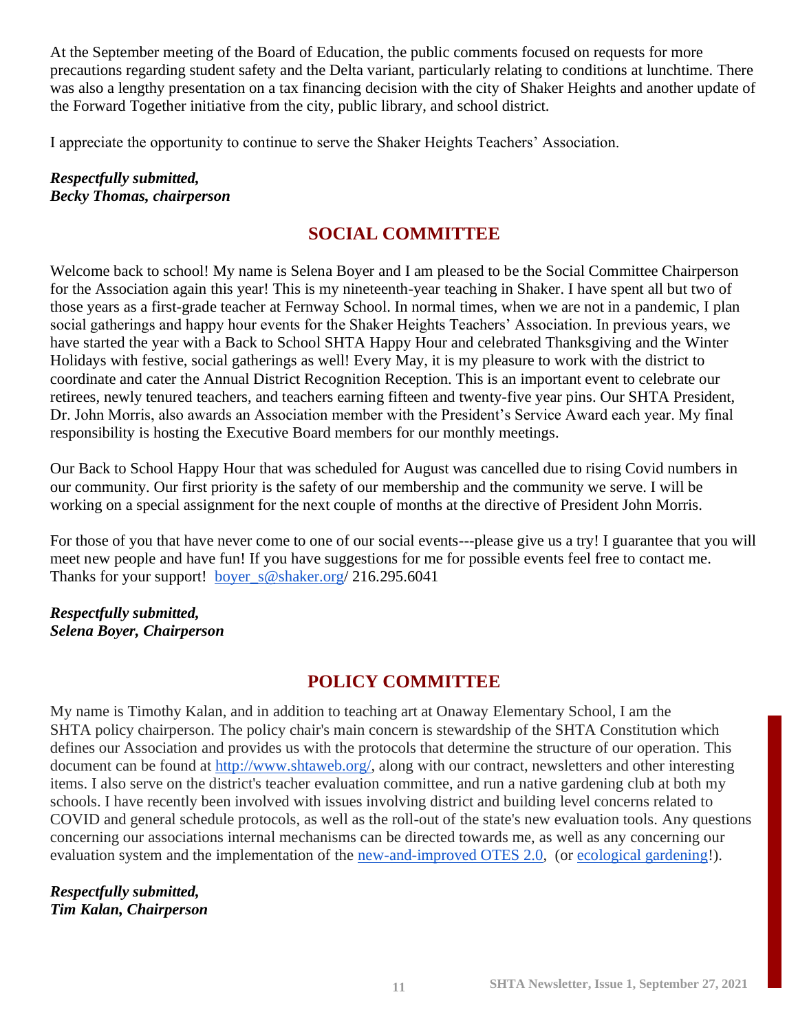At the September meeting of the Board of Education, the public comments focused on requests for more precautions regarding student safety and the Delta variant, particularly relating to conditions at lunchtime. There was also a lengthy presentation on a tax financing decision with the city of Shaker Heights and another update of the Forward Together initiative from the city, public library, and school district.

I appreciate the opportunity to continue to serve the Shaker Heights Teachers' Association.

***Respectfully submitted,***
***Becky Thomas, chairperson***

## SOCIAL COMMITTEE

Welcome back to school! My name is Selena Boyer and I am pleased to be the Social Committee Chairperson for the Association again this year! This is my nineteenth-year teaching in Shaker. I have spent all but two of those years as a first-grade teacher at Fernway School. In normal times, when we are not in a pandemic, I plan social gatherings and happy hour events for the Shaker Heights Teachers' Association. In previous years, we have started the year with a Back to School SHTA Happy Hour and celebrated Thanksgiving and the Winter Holidays with festive, social gatherings as well! Every May, it is my pleasure to work with the district to coordinate and cater the Annual District Recognition Reception. This is an important event to celebrate our retirees, newly tenured teachers, and teachers earning fifteen and twenty-five year pins. Our SHTA President, Dr. John Morris, also awards an Association member with the President's Service Award each year. My final responsibility is hosting the Executive Board members for our monthly meetings.

Our Back to School Happy Hour that was scheduled for August was cancelled due to rising Covid numbers in our community. Our first priority is the safety of our membership and the community we serve. I will be working on a special assignment for the next couple of months at the directive of President John Morris.

For those of you that have never come to one of our social events---please give us a try! I guarantee that you will meet new people and have fun! If you have suggestions for me for possible events feel free to contact me. Thanks for your support! boyer_s@shaker.org/ 216.295.6041

***Respectfully submitted,***
***Selena Boyer, Chairperson***

## POLICY COMMITTEE

My name is Timothy Kalan, and in addition to teaching art at Onaway Elementary School, I am the SHTA policy chairperson. The policy chair's main concern is stewardship of the SHTA Constitution which defines our Association and provides us with the protocols that determine the structure of our operation. This document can be found at http://www.shtaweb.org/, along with our contract, newsletters and other interesting items. I also serve on the district's teacher evaluation committee, and run a native gardening club at both my schools. I have recently been involved with issues involving district and building level concerns related to COVID and general schedule protocols, as well as the roll-out of the state's new evaluation tools. Any questions concerning our associations internal mechanisms can be directed towards me, as well as any concerning our evaluation system and the implementation of the new-and-improved OTES 2.0, (or ecological gardening!).

***Respectfully submitted,***
***Tim Kalan, Chairperson***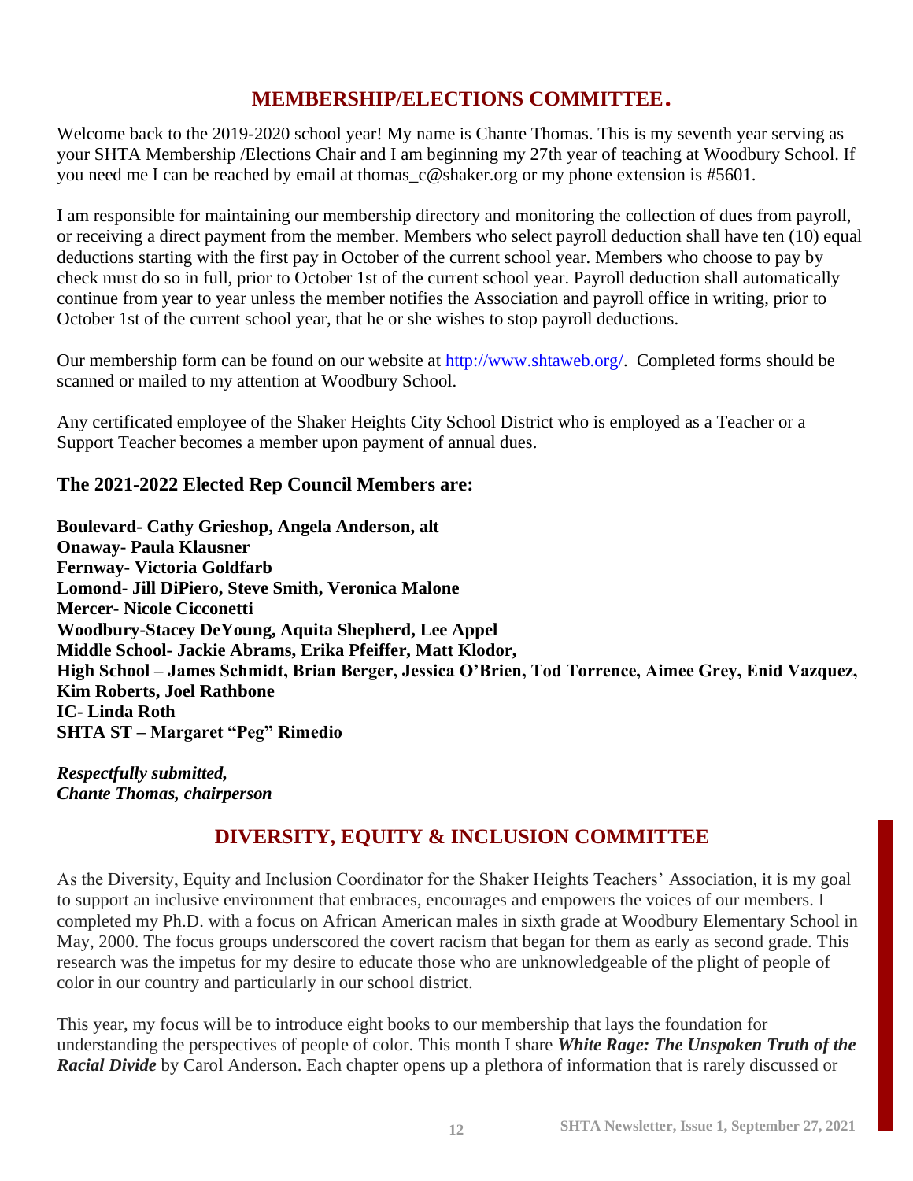## MEMBERSHIP/ELECTIONS COMMITTEE.

Welcome back to the 2019-2020 school year! My name is Chante Thomas. This is my seventh year serving as your SHTA Membership /Elections Chair and I am beginning my 27th year of teaching at Woodbury School. If you need me I can be reached by email at thomas_c@shaker.org or my phone extension is #5601.

I am responsible for maintaining our membership directory and monitoring the collection of dues from payroll, or receiving a direct payment from the member. Members who select payroll deduction shall have ten (10) equal deductions starting with the first pay in October of the current school year. Members who choose to pay by check must do so in full, prior to October 1st of the current school year. Payroll deduction shall automatically continue from year to year unless the member notifies the Association and payroll office in writing, prior to October 1st of the current school year, that he or she wishes to stop payroll deductions.

Our membership form can be found on our website at [http://www.shtaweb.org/](http://www.shtaweb.org/). Completed forms should be scanned or mailed to my attention at Woodbury School.

Any certificated employee of the Shaker Heights City School District who is employed as a Teacher or a Support Teacher becomes a member upon payment of annual dues.

### The 2021-2022 Elected Rep Council Members are:

**Boulevard- Cathy Grieshop, Angela Anderson, alt**
**Onaway- Paula Klausner**
**Fernway- Victoria Goldfarb**
**Lomond- Jill DiPiero, Steve Smith, Veronica Malone**
**Mercer- Nicole Cicconetti**
**Woodbury-Stacey DeYoung, Aquita Shepherd, Lee Appel**
**Middle School- Jackie Abrams, Erika Pfeiffer, Matt Klodor,**
**High School – James Schmidt, Brian Berger, Jessica O'Brien, Tod Torrence, Aimee Grey, Enid Vazquez, Kim Roberts, Joel Rathbone**
**IC- Linda Roth**
**SHTA ST – Margaret "Peg" Rimedio**

***Respectfully submitted,***
***Chante Thomas, chairperson***

## DIVERSITY, EQUITY & INCLUSION COMMITTEE

As the Diversity, Equity and Inclusion Coordinator for the Shaker Heights Teachers' Association, it is my goal to support an inclusive environment that embraces, encourages and empowers the voices of our members. I completed my Ph.D. with a focus on African American males in sixth grade at Woodbury Elementary School in May, 2000. The focus groups underscored the covert racism that began for them as early as second grade. This research was the impetus for my desire to educate those who are unknowledgeable of the plight of people of color in our country and particularly in our school district.

This year, my focus will be to introduce eight books to our membership that lays the foundation for understanding the perspectives of people of color. This month I share ***White Rage: The Unspoken Truth of the Racial Divide*** by Carol Anderson. Each chapter opens up a plethora of information that is rarely discussed or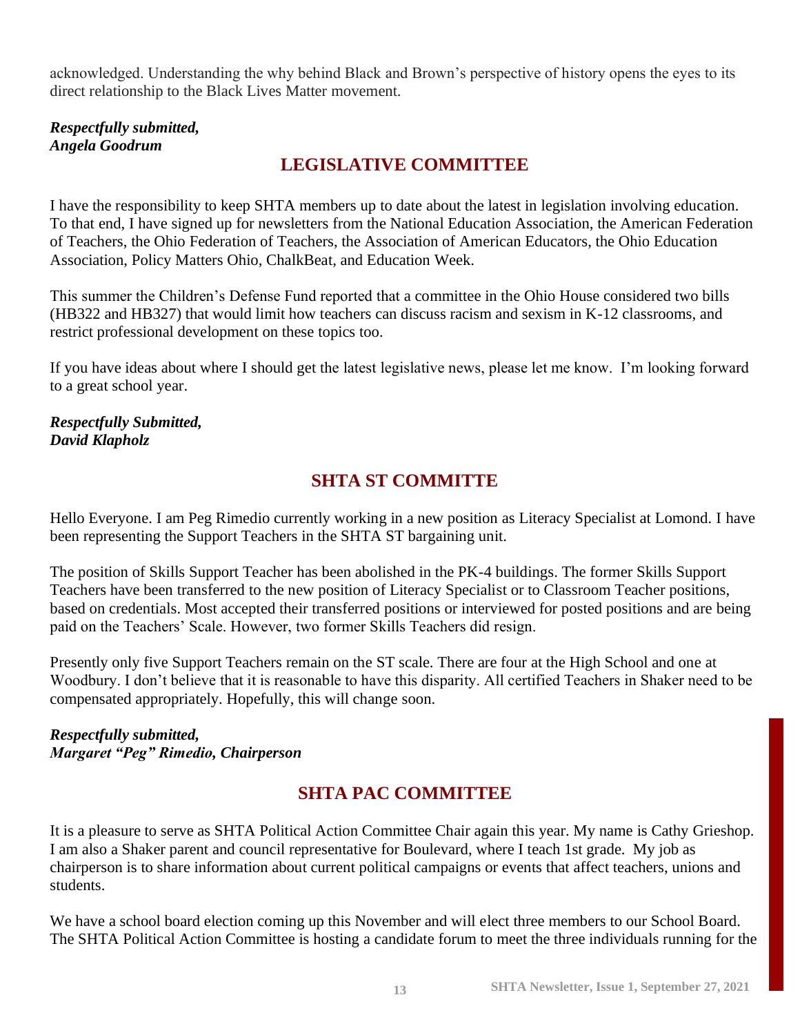acknowledged. Understanding the why behind Black and Brown's perspective of history opens the eyes to its direct relationship to the Black Lives Matter movement.

***Respectfully submitted,***
***Angela Goodrum***

## LEGISLATIVE COMMITTEE

I have the responsibility to keep SHTA members up to date about the latest in legislation involving education. To that end, I have signed up for newsletters from the National Education Association, the American Federation of Teachers, the Ohio Federation of Teachers, the Association of American Educators, the Ohio Education Association, Policy Matters Ohio, ChalkBeat, and Education Week.

This summer the Children's Defense Fund reported that a committee in the Ohio House considered two bills (HB322 and HB327) that would limit how teachers can discuss racism and sexism in K-12 classrooms, and restrict professional development on these topics too.

If you have ideas about where I should get the latest legislative news, please let me know. I'm looking forward to a great school year.

***Respectfully Submitted,***
***David Klapholz***

## SHTA ST COMMITTE

Hello Everyone. I am Peg Rimedio currently working in a new position as Literacy Specialist at Lomond. I have been representing the Support Teachers in the SHTA ST bargaining unit.

The position of Skills Support Teacher has been abolished in the PK-4 buildings. The former Skills Support Teachers have been transferred to the new position of Literacy Specialist or to Classroom Teacher positions, based on credentials. Most accepted their transferred positions or interviewed for posted positions and are being paid on the Teachers' Scale. However, two former Skills Teachers did resign.

Presently only five Support Teachers remain on the ST scale. There are four at the High School and one at Woodbury. I don't believe that it is reasonable to have this disparity. All certified Teachers in Shaker need to be compensated appropriately. Hopefully, this will change soon.

***Respectfully submitted,***
***Margaret "Peg" Rimedio, Chairperson***

## SHTA PAC COMMITTEE

It is a pleasure to serve as SHTA Political Action Committee Chair again this year. My name is Cathy Grieshop. I am also a Shaker parent and council representative for Boulevard, where I teach 1st grade. My job as chairperson is to share information about current political campaigns or events that affect teachers, unions and students.

We have a school board election coming up this November and will elect three members to our School Board. The SHTA Political Action Committee is hosting a candidate forum to meet the three individuals running for the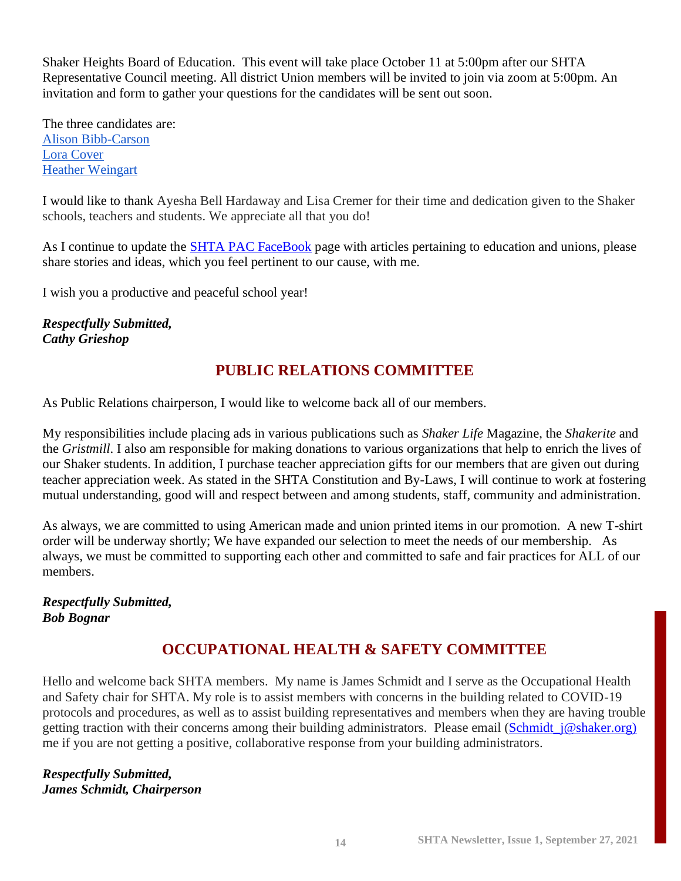Shaker Heights Board of Education. This event will take place October 11 at 5:00pm after our SHTA Representative Council meeting. All district Union members will be invited to join via zoom at 5:00pm. An invitation and form to gather your questions for the candidates will be sent out soon.

The three candidates are:
Alison Bibb-Carson
Lora Cover
Heather Weingart

I would like to thank Ayesha Bell Hardaway and Lisa Cremer for their time and dedication given to the Shaker schools, teachers and students. We appreciate all that you do!

As I continue to update the SHTA PAC FaceBook page with articles pertaining to education and unions, please share stories and ideas, which you feel pertinent to our cause, with me.

I wish you a productive and peaceful school year!

***Respectfully Submitted,***
***Cathy Grieshop***

## PUBLIC RELATIONS COMMITTEE

As Public Relations chairperson, I would like to welcome back all of our members.

My responsibilities include placing ads in various publications such as *Shaker Life* Magazine, the *Shakerite* and the *Gristmill*. I also am responsible for making donations to various organizations that help to enrich the lives of our Shaker students. In addition, I purchase teacher appreciation gifts for our members that are given out during teacher appreciation week. As stated in the SHTA Constitution and By-Laws, I will continue to work at fostering mutual understanding, good will and respect between and among students, staff, community and administration.

As always, we are committed to using American made and union printed items in our promotion. A new T-shirt order will be underway shortly; We have expanded our selection to meet the needs of our membership. As always, we must be committed to supporting each other and committed to safe and fair practices for ALL of our members.

***Respectfully Submitted,***
***Bob Bognar***

## OCCUPATIONAL HEALTH & SAFETY COMMITTEE

Hello and welcome back SHTA members. My name is James Schmidt and I serve as the Occupational Health and Safety chair for SHTA. My role is to assist members with concerns in the building related to COVID-19 protocols and procedures, as well as to assist building representatives and members when they are having trouble getting traction with their concerns among their building administrators. Please email (Schmidt_j@shaker.org) me if you are not getting a positive, collaborative response from your building administrators.

***Respectfully Submitted,***
***James Schmidt, Chairperson***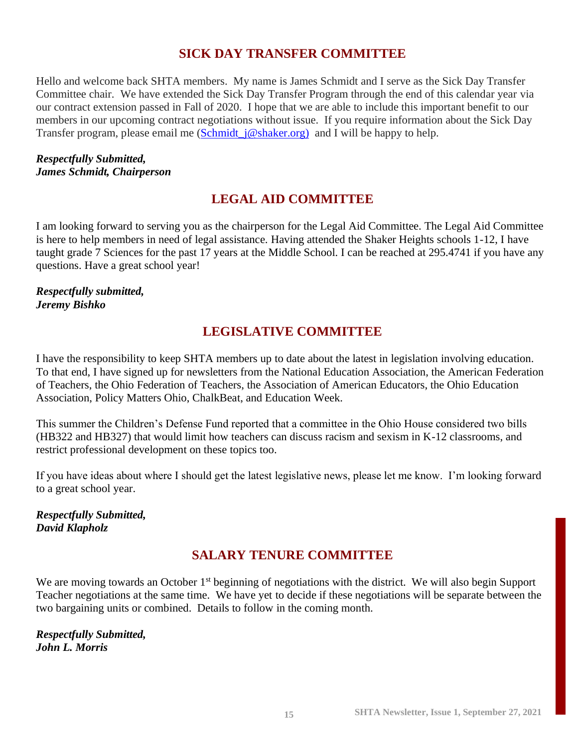## SICK DAY TRANSFER COMMITTEE

Hello and welcome back SHTA members. My name is James Schmidt and I serve as the Sick Day Transfer Committee chair. We have extended the Sick Day Transfer Program through the end of this calendar year via our contract extension passed in Fall of 2020. I hope that we are able to include this important benefit to our members in our upcoming contract negotiations without issue. If you require information about the Sick Day Transfer program, please email me (Schmidt_j@shaker.org) and I will be happy to help.

***Respectfully Submitted,***
***James Schmidt, Chairperson***

## LEGAL AID COMMITTEE

I am looking forward to serving you as the chairperson for the Legal Aid Committee. The Legal Aid Committee is here to help members in need of legal assistance. Having attended the Shaker Heights schools 1-12, I have taught grade 7 Sciences for the past 17 years at the Middle School. I can be reached at 295.4741 if you have any questions. Have a great school year!

***Respectfully submitted,***
***Jeremy Bishko***

## LEGISLATIVE COMMITTEE

I have the responsibility to keep SHTA members up to date about the latest in legislation involving education. To that end, I have signed up for newsletters from the National Education Association, the American Federation of Teachers, the Ohio Federation of Teachers, the Association of American Educators, the Ohio Education Association, Policy Matters Ohio, ChalkBeat, and Education Week.

This summer the Children's Defense Fund reported that a committee in the Ohio House considered two bills (HB322 and HB327) that would limit how teachers can discuss racism and sexism in K-12 classrooms, and restrict professional development on these topics too.

If you have ideas about where I should get the latest legislative news, please let me know. I'm looking forward to a great school year.

***Respectfully Submitted,***
***David Klapholz***

## SALARY TENURE COMMITTEE

We are moving towards an October 1st beginning of negotiations with the district. We will also begin Support Teacher negotiations at the same time. We have yet to decide if these negotiations will be separate between the two bargaining units or combined. Details to follow in the coming month.

***Respectfully Submitted,***
***John L. Morris***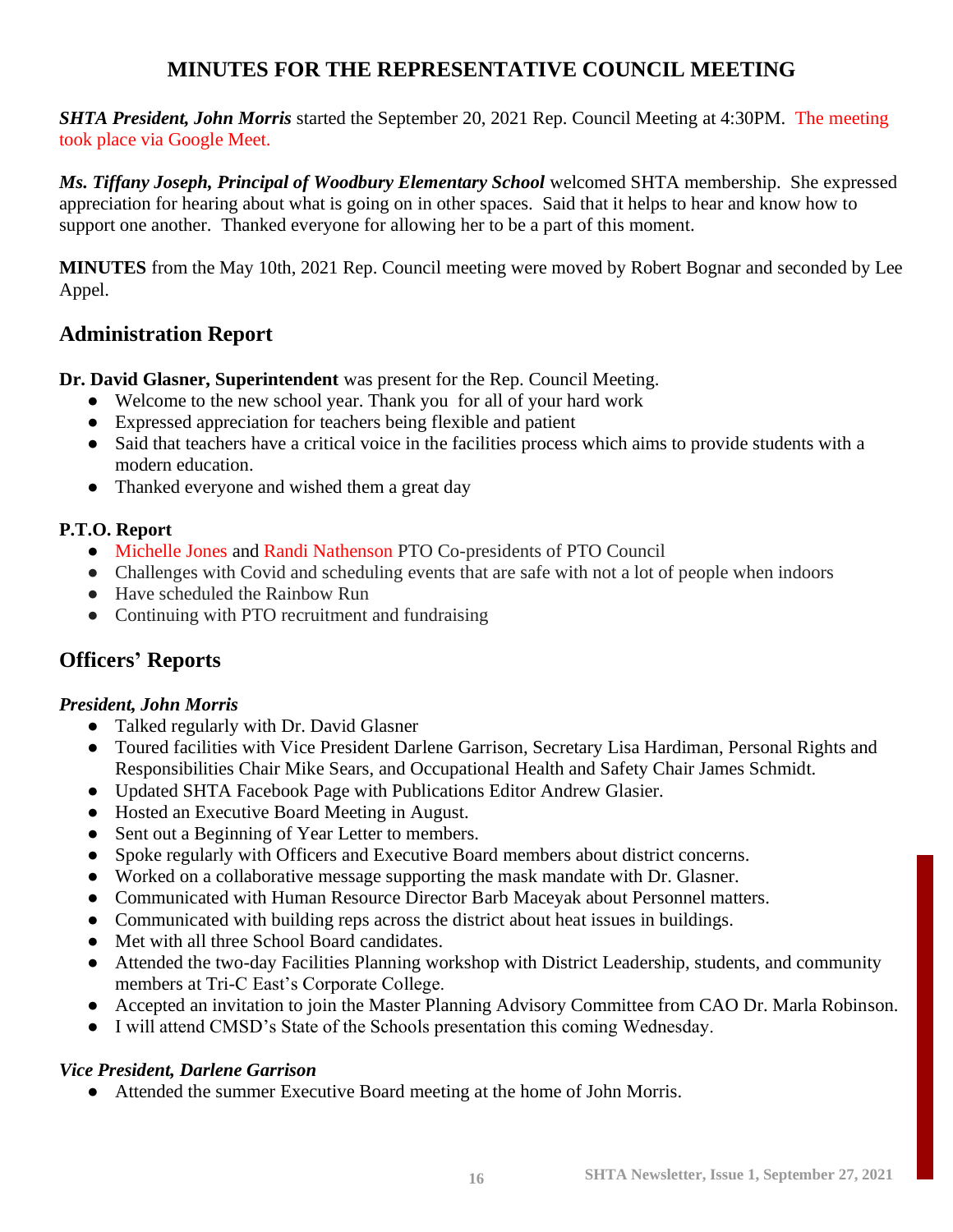# MINUTES FOR THE REPRESENTATIVE COUNCIL MEETING

***SHTA President, John Morris*** started the September 20, 2021 Rep. Council Meeting at 4:30PM. The meeting took place via Google Meet.

***Ms. Tiffany Joseph, Principal of Woodbury Elementary School*** welcomed SHTA membership. She expressed appreciation for hearing about what is going on in other spaces. Said that it helps to hear and know how to support one another. Thanked everyone for allowing her to be a part of this moment.

**MINUTES** from the May 10th, 2021 Rep. Council meeting were moved by Robert Bognar and seconded by Lee Appel.

## Administration Report

**Dr. David Glasner, Superintendent** was present for the Rep. Council Meeting.

- Welcome to the new school year. Thank you for all of your hard work
- Expressed appreciation for teachers being flexible and patient
- Said that teachers have a critical voice in the facilities process which aims to provide students with a modern education.
- Thanked everyone and wished them a great day

**P.T.O. Report**

- Michelle Jones and Randi Nathenson PTO Co-presidents of PTO Council
- Challenges with Covid and scheduling events that are safe with not a lot of people when indoors
- Have scheduled the Rainbow Run
- Continuing with PTO recruitment and fundraising

## Officers' Reports

***President, John Morris***

- Talked regularly with Dr. David Glasner
- Toured facilities with Vice President Darlene Garrison, Secretary Lisa Hardiman, Personal Rights and Responsibilities Chair Mike Sears, and Occupational Health and Safety Chair James Schmidt.
- Updated SHTA Facebook Page with Publications Editor Andrew Glasier.
- Hosted an Executive Board Meeting in August.
- Sent out a Beginning of Year Letter to members.
- Spoke regularly with Officers and Executive Board members about district concerns.
- Worked on a collaborative message supporting the mask mandate with Dr. Glasner.
- Communicated with Human Resource Director Barb Maceyak about Personnel matters.
- Communicated with building reps across the district about heat issues in buildings.
- Met with all three School Board candidates.
- Attended the two-day Facilities Planning workshop with District Leadership, students, and community members at Tri-C East's Corporate College.
- Accepted an invitation to join the Master Planning Advisory Committee from CAO Dr. Marla Robinson.
- I will attend CMSD's State of the Schools presentation this coming Wednesday.

***Vice President, Darlene Garrison***

- Attended the summer Executive Board meeting at the home of John Morris.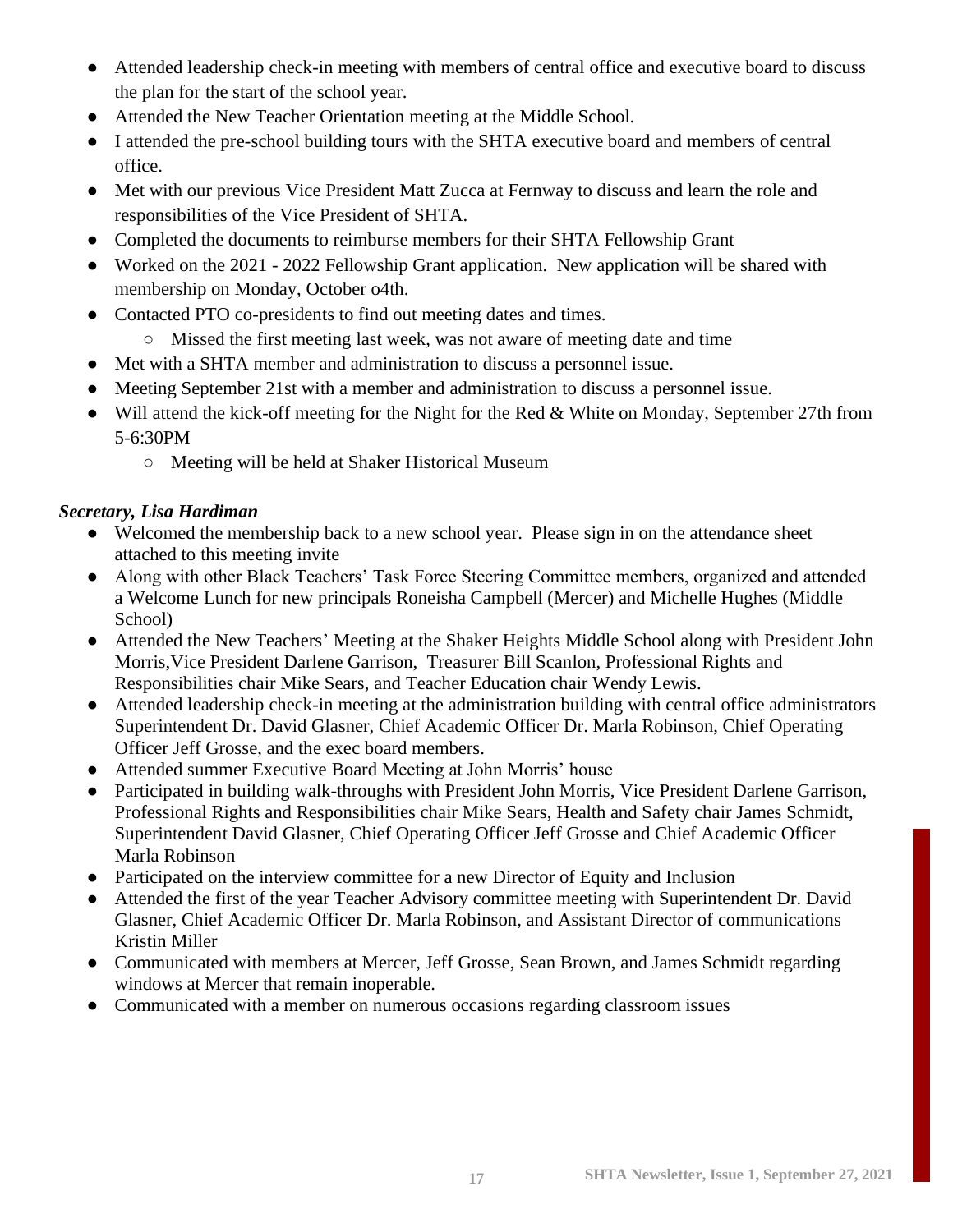- Attended leadership check-in meeting with members of central office and executive board to discuss the plan for the start of the school year.
- Attended the New Teacher Orientation meeting at the Middle School.
- I attended the pre-school building tours with the SHTA executive board and members of central office.
- Met with our previous Vice President Matt Zucca at Fernway to discuss and learn the role and responsibilities of the Vice President of SHTA.
- Completed the documents to reimburse members for their SHTA Fellowship Grant
- Worked on the 2021 - 2022 Fellowship Grant application. New application will be shared with membership on Monday, October o4th.
- Contacted PTO co-presidents to find out meeting dates and times.
  - Missed the first meeting last week, was not aware of meeting date and time
- Met with a SHTA member and administration to discuss a personnel issue.
- Meeting September 21st with a member and administration to discuss a personnel issue.
- Will attend the kick-off meeting for the Night for the Red & White on Monday, September 27th from 5-6:30PM
  - Meeting will be held at Shaker Historical Museum

***Secretary, Lisa Hardiman***

- Welcomed the membership back to a new school year. Please sign in on the attendance sheet attached to this meeting invite
- Along with other Black Teachers' Task Force Steering Committee members, organized and attended a Welcome Lunch for new principals Roneisha Campbell (Mercer) and Michelle Hughes (Middle School)
- Attended the New Teachers' Meeting at the Shaker Heights Middle School along with President John Morris,Vice President Darlene Garrison, Treasurer Bill Scanlon, Professional Rights and Responsibilities chair Mike Sears, and Teacher Education chair Wendy Lewis.
- Attended leadership check-in meeting at the administration building with central office administrators Superintendent Dr. David Glasner, Chief Academic Officer Dr. Marla Robinson, Chief Operating Officer Jeff Grosse, and the exec board members.
- Attended summer Executive Board Meeting at John Morris' house
- Participated in building walk-throughs with President John Morris, Vice President Darlene Garrison, Professional Rights and Responsibilities chair Mike Sears, Health and Safety chair James Schmidt, Superintendent David Glasner, Chief Operating Officer Jeff Grosse and Chief Academic Officer Marla Robinson
- Participated on the interview committee for a new Director of Equity and Inclusion
- Attended the first of the year Teacher Advisory committee meeting with Superintendent Dr. David Glasner, Chief Academic Officer Dr. Marla Robinson, and Assistant Director of communications Kristin Miller
- Communicated with members at Mercer, Jeff Grosse, Sean Brown, and James Schmidt regarding windows at Mercer that remain inoperable.
- Communicated with a member on numerous occasions regarding classroom issues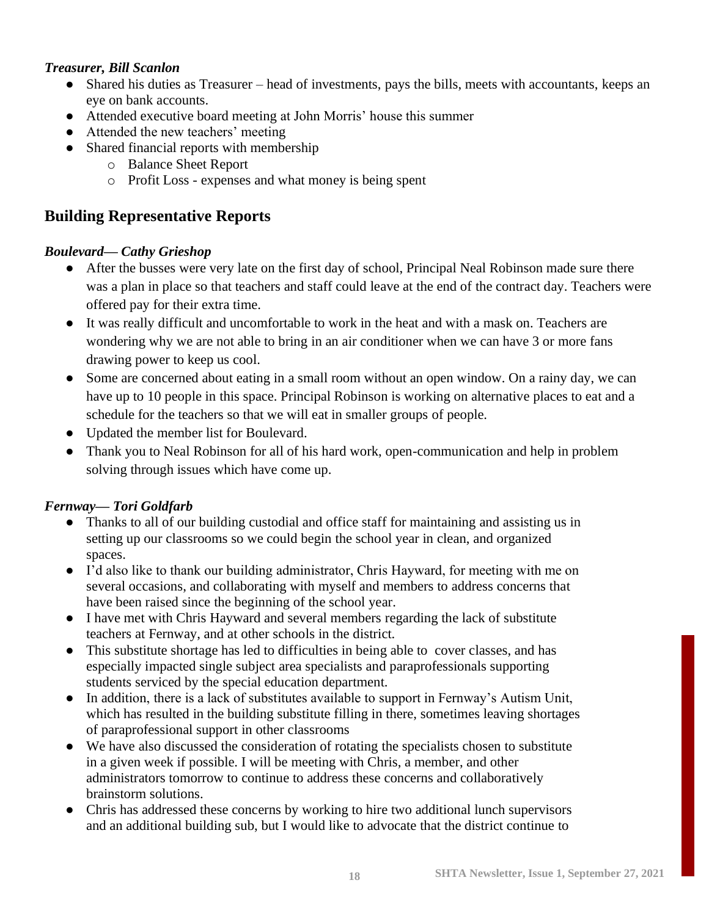***Treasurer, Bill Scanlon***

- Shared his duties as Treasurer – head of investments, pays the bills, meets with accountants, keeps an eye on bank accounts.
- Attended executive board meeting at John Morris' house this summer
- Attended the new teachers' meeting
- Shared financial reports with membership
    - Balance Sheet Report
    - Profit Loss - expenses and what money is being spent

## Building Representative Reports

***Boulevard— Cathy Grieshop***

- After the busses were very late on the first day of school, Principal Neal Robinson made sure there was a plan in place so that teachers and staff could leave at the end of the contract day. Teachers were offered pay for their extra time.
- It was really difficult and uncomfortable to work in the heat and with a mask on. Teachers are wondering why we are not able to bring in an air conditioner when we can have 3 or more fans drawing power to keep us cool.
- Some are concerned about eating in a small room without an open window. On a rainy day, we can have up to 10 people in this space. Principal Robinson is working on alternative places to eat and a schedule for the teachers so that we will eat in smaller groups of people.
- Updated the member list for Boulevard.
- Thank you to Neal Robinson for all of his hard work, open-communication and help in problem solving through issues which have come up.

***Fernway— Tori Goldfarb***

- Thanks to all of our building custodial and office staff for maintaining and assisting us in setting up our classrooms so we could begin the school year in clean, and organized spaces.
- I'd also like to thank our building administrator, Chris Hayward, for meeting with me on several occasions, and collaborating with myself and members to address concerns that have been raised since the beginning of the school year.
- I have met with Chris Hayward and several members regarding the lack of substitute teachers at Fernway, and at other schools in the district.
- This substitute shortage has led to difficulties in being able to cover classes, and has especially impacted single subject area specialists and paraprofessionals supporting students serviced by the special education department.
- In addition, there is a lack of substitutes available to support in Fernway's Autism Unit, which has resulted in the building substitute filling in there, sometimes leaving shortages of paraprofessional support in other classrooms
- We have also discussed the consideration of rotating the specialists chosen to substitute in a given week if possible. I will be meeting with Chris, a member, and other administrators tomorrow to continue to address these concerns and collaboratively brainstorm solutions.
- Chris has addressed these concerns by working to hire two additional lunch supervisors and an additional building sub, but I would like to advocate that the district continue to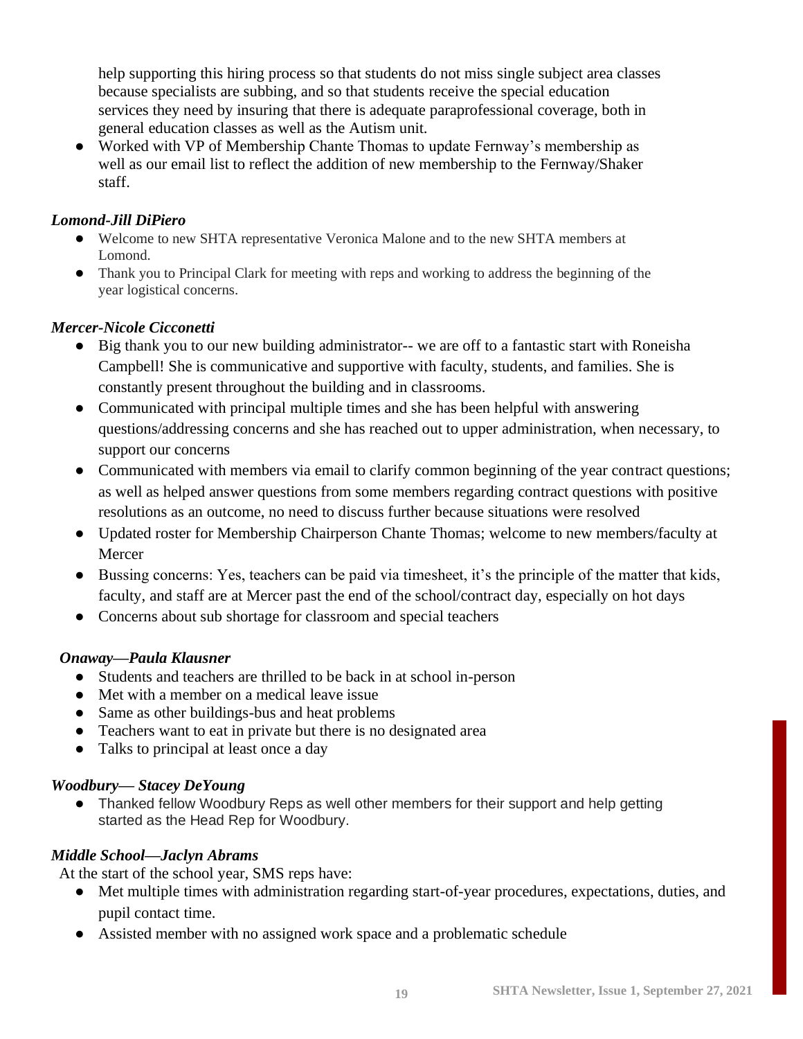help supporting this hiring process so that students do not miss single subject area classes because specialists are subbing, and so that students receive the special education services they need by insuring that there is adequate paraprofessional coverage, both in general education classes as well as the Autism unit.

- Worked with VP of Membership Chante Thomas to update Fernway's membership as well as our email list to reflect the addition of new membership to the Fernway/Shaker staff.

***Lomond-Jill DiPiero***

- Welcome to new SHTA representative Veronica Malone and to the new SHTA members at Lomond.
- Thank you to Principal Clark for meeting with reps and working to address the beginning of the year logistical concerns.

***Mercer-Nicole Cicconetti***

- Big thank you to our new building administrator-- we are off to a fantastic start with Roneisha Campbell! She is communicative and supportive with faculty, students, and families. She is constantly present throughout the building and in classrooms.
- Communicated with principal multiple times and she has been helpful with answering questions/addressing concerns and she has reached out to upper administration, when necessary, to support our concerns
- Communicated with members via email to clarify common beginning of the year contract questions; as well as helped answer questions from some members regarding contract questions with positive resolutions as an outcome, no need to discuss further because situations were resolved
- Updated roster for Membership Chairperson Chante Thomas; welcome to new members/faculty at Mercer
- Bussing concerns: Yes, teachers can be paid via timesheet, it's the principle of the matter that kids, faculty, and staff are at Mercer past the end of the school/contract day, especially on hot days
- Concerns about sub shortage for classroom and special teachers

***Onaway—Paula Klausner***

- Students and teachers are thrilled to be back in at school in-person
- Met with a member on a medical leave issue
- Same as other buildings-bus and heat problems
- Teachers want to eat in private but there is no designated area
- Talks to principal at least once a day

***Woodbury— Stacey DeYoung***

- Thanked fellow Woodbury Reps as well other members for their support and help getting started as the Head Rep for Woodbury.

***Middle School—Jaclyn Abrams***

At the start of the school year, SMS reps have:

- Met multiple times with administration regarding start-of-year procedures, expectations, duties, and pupil contact time.
- Assisted member with no assigned work space and a problematic schedule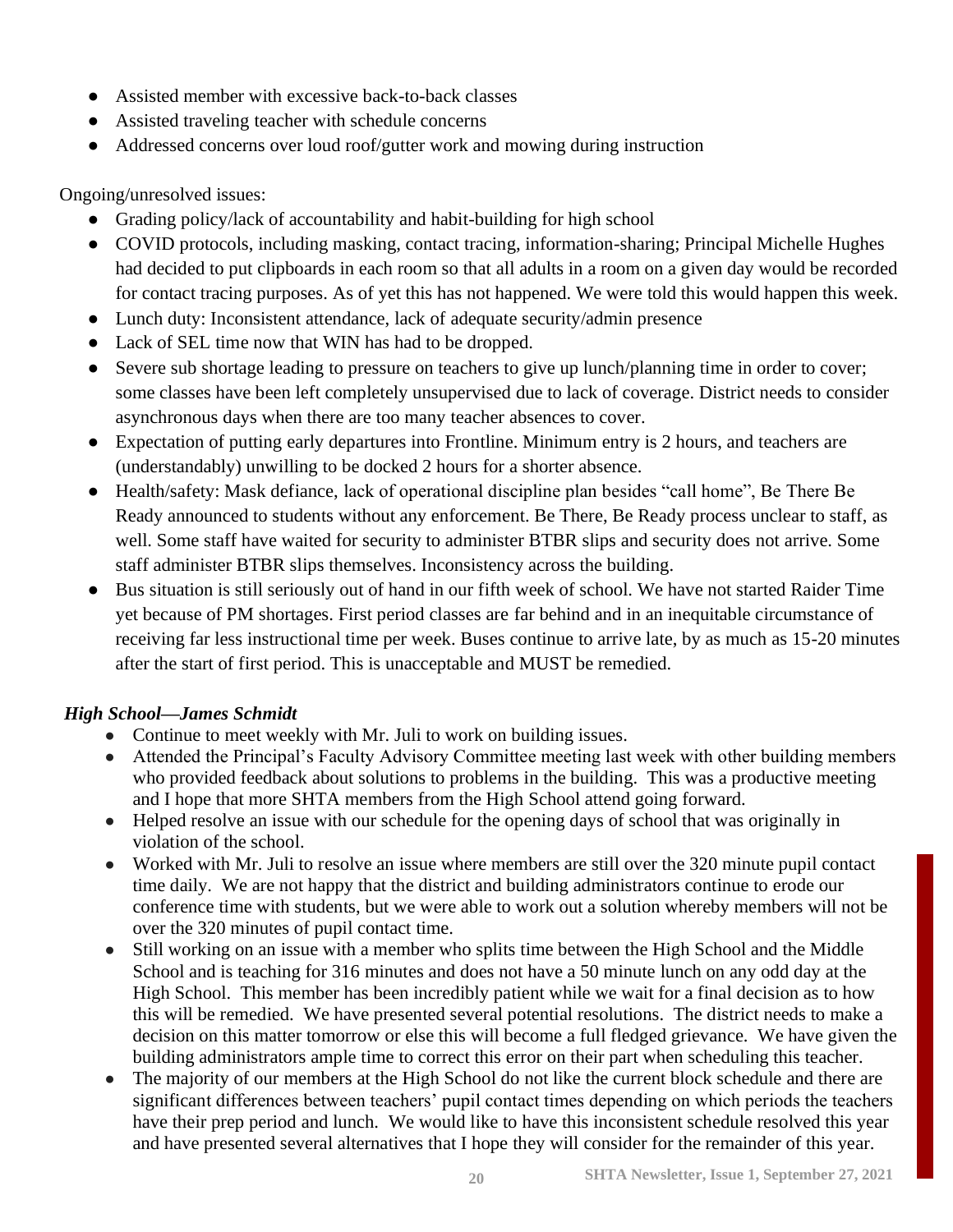- Assisted member with excessive back-to-back classes
- Assisted traveling teacher with schedule concerns
- Addressed concerns over loud roof/gutter work and mowing during instruction

Ongoing/unresolved issues:

- Grading policy/lack of accountability and habit-building for high school
- COVID protocols, including masking, contact tracing, information-sharing; Principal Michelle Hughes had decided to put clipboards in each room so that all adults in a room on a given day would be recorded for contact tracing purposes. As of yet this has not happened. We were told this would happen this week.
- Lunch duty: Inconsistent attendance, lack of adequate security/admin presence
- Lack of SEL time now that WIN has had to be dropped.
- Severe sub shortage leading to pressure on teachers to give up lunch/planning time in order to cover; some classes have been left completely unsupervised due to lack of coverage. District needs to consider asynchronous days when there are too many teacher absences to cover.
- Expectation of putting early departures into Frontline. Minimum entry is 2 hours, and teachers are (understandably) unwilling to be docked 2 hours for a shorter absence.
- Health/safety: Mask defiance, lack of operational discipline plan besides "call home", Be There Be Ready announced to students without any enforcement. Be There, Be Ready process unclear to staff, as well. Some staff have waited for security to administer BTBR slips and security does not arrive. Some staff administer BTBR slips themselves. Inconsistency across the building.
- Bus situation is still seriously out of hand in our fifth week of school. We have not started Raider Time yet because of PM shortages. First period classes are far behind and in an inequitable circumstance of receiving far less instructional time per week. Buses continue to arrive late, by as much as 15-20 minutes after the start of first period. This is unacceptable and MUST be remedied.

***High School—James Schmidt***

- Continue to meet weekly with Mr. Juli to work on building issues.
- Attended the Principal's Faculty Advisory Committee meeting last week with other building members who provided feedback about solutions to problems in the building. This was a productive meeting and I hope that more SHTA members from the High School attend going forward.
- Helped resolve an issue with our schedule for the opening days of school that was originally in violation of the school.
- Worked with Mr. Juli to resolve an issue where members are still over the 320 minute pupil contact time daily. We are not happy that the district and building administrators continue to erode our conference time with students, but we were able to work out a solution whereby members will not be over the 320 minutes of pupil contact time.
- Still working on an issue with a member who splits time between the High School and the Middle School and is teaching for 316 minutes and does not have a 50 minute lunch on any odd day at the High School. This member has been incredibly patient while we wait for a final decision as to how this will be remedied. We have presented several potential resolutions. The district needs to make a decision on this matter tomorrow or else this will become a full fledged grievance. We have given the building administrators ample time to correct this error on their part when scheduling this teacher.
- The majority of our members at the High School do not like the current block schedule and there are significant differences between teachers' pupil contact times depending on which periods the teachers have their prep period and lunch. We would like to have this inconsistent schedule resolved this year and have presented several alternatives that I hope they will consider for the remainder of this year.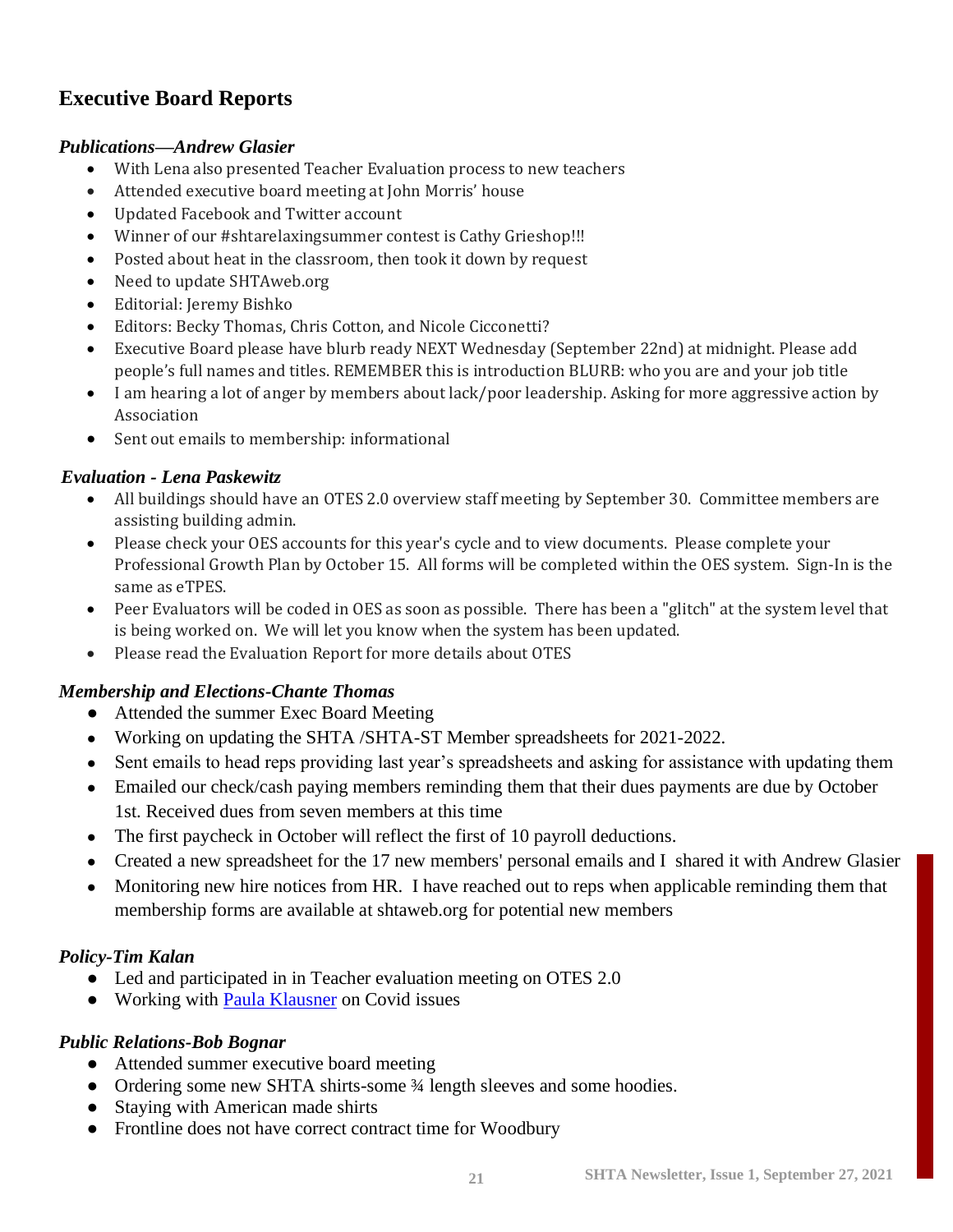## Executive Board Reports

### *Publications—Andrew Glasier*

- With Lena also presented Teacher Evaluation process to new teachers
- Attended executive board meeting at John Morris' house
- Updated Facebook and Twitter account
- Winner of our #shtarelaxingsummer contest is Cathy Grieshop!!!
- Posted about heat in the classroom, then took it down by request
- Need to update SHTAweb.org
- Editorial: Jeremy Bishko
- Editors: Becky Thomas, Chris Cotton, and Nicole Cicconetti?
- Executive Board please have blurb ready NEXT Wednesday (September 22nd) at midnight. Please add people's full names and titles. REMEMBER this is introduction BLURB: who you are and your job title
- I am hearing a lot of anger by members about lack/poor leadership. Asking for more aggressive action by Association
- Sent out emails to membership: informational

### *Evaluation - Lena Paskewitz*

- All buildings should have an OTES 2.0 overview staff meeting by September 30. Committee members are assisting building admin.
- Please check your OES accounts for this year's cycle and to view documents. Please complete your Professional Growth Plan by October 15. All forms will be completed within the OES system. Sign-In is the same as eTPES.
- Peer Evaluators will be coded in OES as soon as possible. There has been a "glitch" at the system level that is being worked on. We will let you know when the system has been updated.
- Please read the Evaluation Report for more details about OTES

### *Membership and Elections-Chante Thomas*

- Attended the summer Exec Board Meeting
- Working on updating the SHTA /SHTA-ST Member spreadsheets for 2021-2022.
- Sent emails to head reps providing last year's spreadsheets and asking for assistance with updating them
- Emailed our check/cash paying members reminding them that their dues payments are due by October 1st. Received dues from seven members at this time
- The first paycheck in October will reflect the first of 10 payroll deductions.
- Created a new spreadsheet for the 17 new members' personal emails and I shared it with Andrew Glasier
- Monitoring new hire notices from HR. I have reached out to reps when applicable reminding them that membership forms are available at shtaweb.org for potential new members

### *Policy-Tim Kalan*

- Led and participated in in Teacher evaluation meeting on OTES 2.0
- Working with Paula Klausner on Covid issues

### *Public Relations-Bob Bognar*

- Attended summer executive board meeting
- Ordering some new SHTA shirts-some ¾ length sleeves and some hoodies.
- Staying with American made shirts
- Frontline does not have correct contract time for Woodbury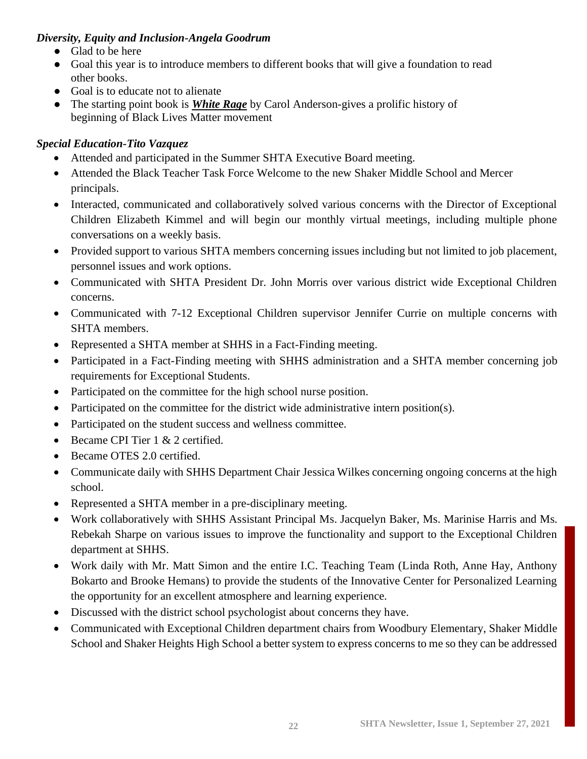***Diversity, Equity and Inclusion-Angela Goodrum***

- Glad to be here
- Goal this year is to introduce members to different books that will give a foundation to read other books.
- Goal is to educate not to alienate
- The starting point book is ***White Rage*** by Carol Anderson-gives a prolific history of beginning of Black Lives Matter movement

***Special Education-Tito Vazquez***

- Attended and participated in the Summer SHTA Executive Board meeting.
- Attended the Black Teacher Task Force Welcome to the new Shaker Middle School and Mercer principals.
- Interacted, communicated and collaboratively solved various concerns with the Director of Exceptional Children Elizabeth Kimmel and will begin our monthly virtual meetings, including multiple phone conversations on a weekly basis.
- Provided support to various SHTA members concerning issues including but not limited to job placement, personnel issues and work options.
- Communicated with SHTA President Dr. John Morris over various district wide Exceptional Children concerns.
- Communicated with 7-12 Exceptional Children supervisor Jennifer Currie on multiple concerns with SHTA members.
- Represented a SHTA member at SHHS in a Fact-Finding meeting.
- Participated in a Fact-Finding meeting with SHHS administration and a SHTA member concerning job requirements for Exceptional Students.
- Participated on the committee for the high school nurse position.
- Participated on the committee for the district wide administrative intern position(s).
- Participated on the student success and wellness committee.
- Became CPI Tier 1 & 2 certified.
- Became OTES 2.0 certified.
- Communicate daily with SHHS Department Chair Jessica Wilkes concerning ongoing concerns at the high school.
- Represented a SHTA member in a pre-disciplinary meeting.
- Work collaboratively with SHHS Assistant Principal Ms. Jacquelyn Baker, Ms. Marinise Harris and Ms. Rebekah Sharpe on various issues to improve the functionality and support to the Exceptional Children department at SHHS.
- Work daily with Mr. Matt Simon and the entire I.C. Teaching Team (Linda Roth, Anne Hay, Anthony Bokarto and Brooke Hemans) to provide the students of the Innovative Center for Personalized Learning the opportunity for an excellent atmosphere and learning experience.
- Discussed with the district school psychologist about concerns they have.
- Communicated with Exceptional Children department chairs from Woodbury Elementary, Shaker Middle School and Shaker Heights High School a better system to express concerns to me so they can be addressed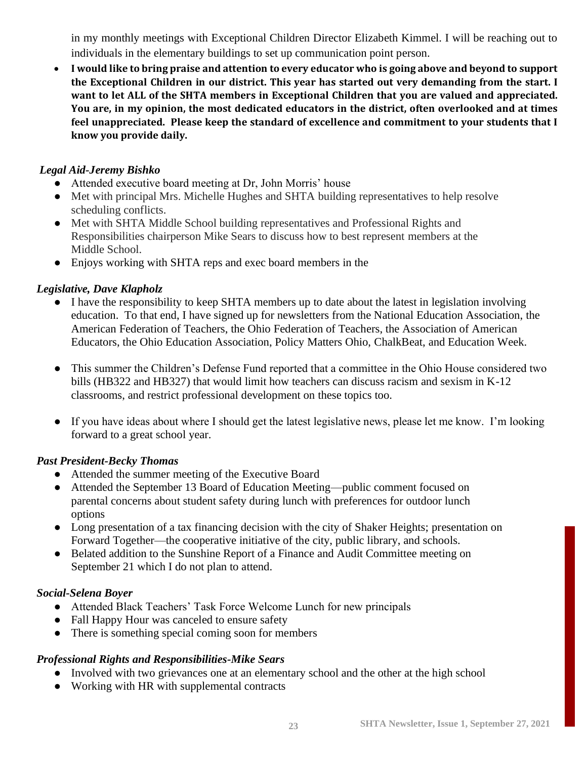in my monthly meetings with Exceptional Children Director Elizabeth Kimmel. I will be reaching out to individuals in the elementary buildings to set up communication point person.

- **I would like to bring praise and attention to every educator who is going above and beyond to support the Exceptional Children in our district. This year has started out very demanding from the start. I want to let ALL of the SHTA members in Exceptional Children that you are valued and appreciated. You are, in my opinion, the most dedicated educators in the district, often overlooked and at times feel unappreciated. Please keep the standard of excellence and commitment to your students that I know you provide daily.**

### *Legal Aid-Jeremy Bishko*

- Attended executive board meeting at Dr, John Morris' house
- Met with principal Mrs. Michelle Hughes and SHTA building representatives to help resolve scheduling conflicts.
- Met with SHTA Middle School building representatives and Professional Rights and Responsibilities chairperson Mike Sears to discuss how to best represent members at the Middle School.
- Enjoys working with SHTA reps and exec board members in the

### *Legislative, Dave Klapholz*

- I have the responsibility to keep SHTA members up to date about the latest in legislation involving education. To that end, I have signed up for newsletters from the National Education Association, the American Federation of Teachers, the Ohio Federation of Teachers, the Association of American Educators, the Ohio Education Association, Policy Matters Ohio, ChalkBeat, and Education Week.
- This summer the Children's Defense Fund reported that a committee in the Ohio House considered two bills (HB322 and HB327) that would limit how teachers can discuss racism and sexism in K-12 classrooms, and restrict professional development on these topics too.
- If you have ideas about where I should get the latest legislative news, please let me know. I'm looking forward to a great school year.

### *Past President-Becky Thomas*

- Attended the summer meeting of the Executive Board
- Attended the September 13 Board of Education Meeting—public comment focused on parental concerns about student safety during lunch with preferences for outdoor lunch options
- Long presentation of a tax financing decision with the city of Shaker Heights; presentation on Forward Together—the cooperative initiative of the city, public library, and schools.
- Belated addition to the Sunshine Report of a Finance and Audit Committee meeting on September 21 which I do not plan to attend.

### *Social-Selena Boyer*

- Attended Black Teachers' Task Force Welcome Lunch for new principals
- Fall Happy Hour was canceled to ensure safety
- There is something special coming soon for members

### *Professional Rights and Responsibilities-Mike Sears*

- Involved with two grievances one at an elementary school and the other at the high school
- Working with HR with supplemental contracts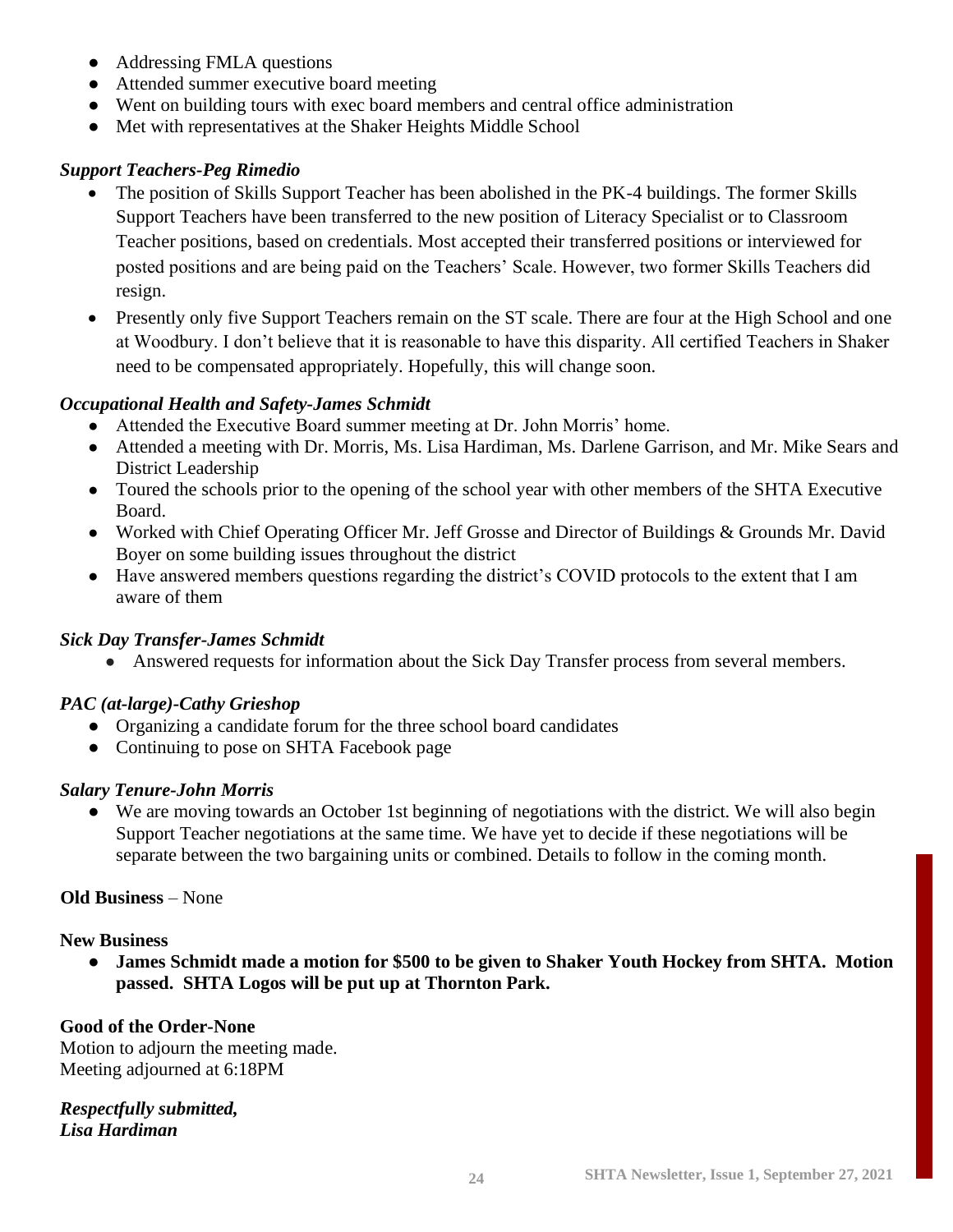- Addressing FMLA questions
- Attended summer executive board meeting
- Went on building tours with exec board members and central office administration
- Met with representatives at the Shaker Heights Middle School

***Support Teachers-Peg Rimedio***

- The position of Skills Support Teacher has been abolished in the PK-4 buildings. The former Skills Support Teachers have been transferred to the new position of Literacy Specialist or to Classroom Teacher positions, based on credentials. Most accepted their transferred positions or interviewed for posted positions and are being paid on the Teachers' Scale. However, two former Skills Teachers did resign.
- Presently only five Support Teachers remain on the ST scale. There are four at the High School and one at Woodbury. I don't believe that it is reasonable to have this disparity. All certified Teachers in Shaker need to be compensated appropriately. Hopefully, this will change soon.

***Occupational Health and Safety-James Schmidt***

- Attended the Executive Board summer meeting at Dr. John Morris' home.
- Attended a meeting with Dr. Morris, Ms. Lisa Hardiman, Ms. Darlene Garrison, and Mr. Mike Sears and District Leadership
- Toured the schools prior to the opening of the school year with other members of the SHTA Executive Board.
- Worked with Chief Operating Officer Mr. Jeff Grosse and Director of Buildings & Grounds Mr. David Boyer on some building issues throughout the district
- Have answered members questions regarding the district's COVID protocols to the extent that I am aware of them

***Sick Day Transfer-James Schmidt***

- Answered requests for information about the Sick Day Transfer process from several members.

***PAC (at-large)-Cathy Grieshop***

- Organizing a candidate forum for the three school board candidates
- Continuing to pose on SHTA Facebook page

***Salary Tenure-John Morris***

- We are moving towards an October 1st beginning of negotiations with the district. We will also begin Support Teacher negotiations at the same time. We have yet to decide if these negotiations will be separate between the two bargaining units or combined. Details to follow in the coming month.

**Old Business** – None

**New Business**

- **James Schmidt made a motion for $500 to be given to Shaker Youth Hockey from SHTA. Motion passed. SHTA Logos will be put up at Thornton Park.**

**Good of the Order-None**

Motion to adjourn the meeting made.
Meeting adjourned at 6:18PM

***Respectfully submitted,***
***Lisa Hardiman***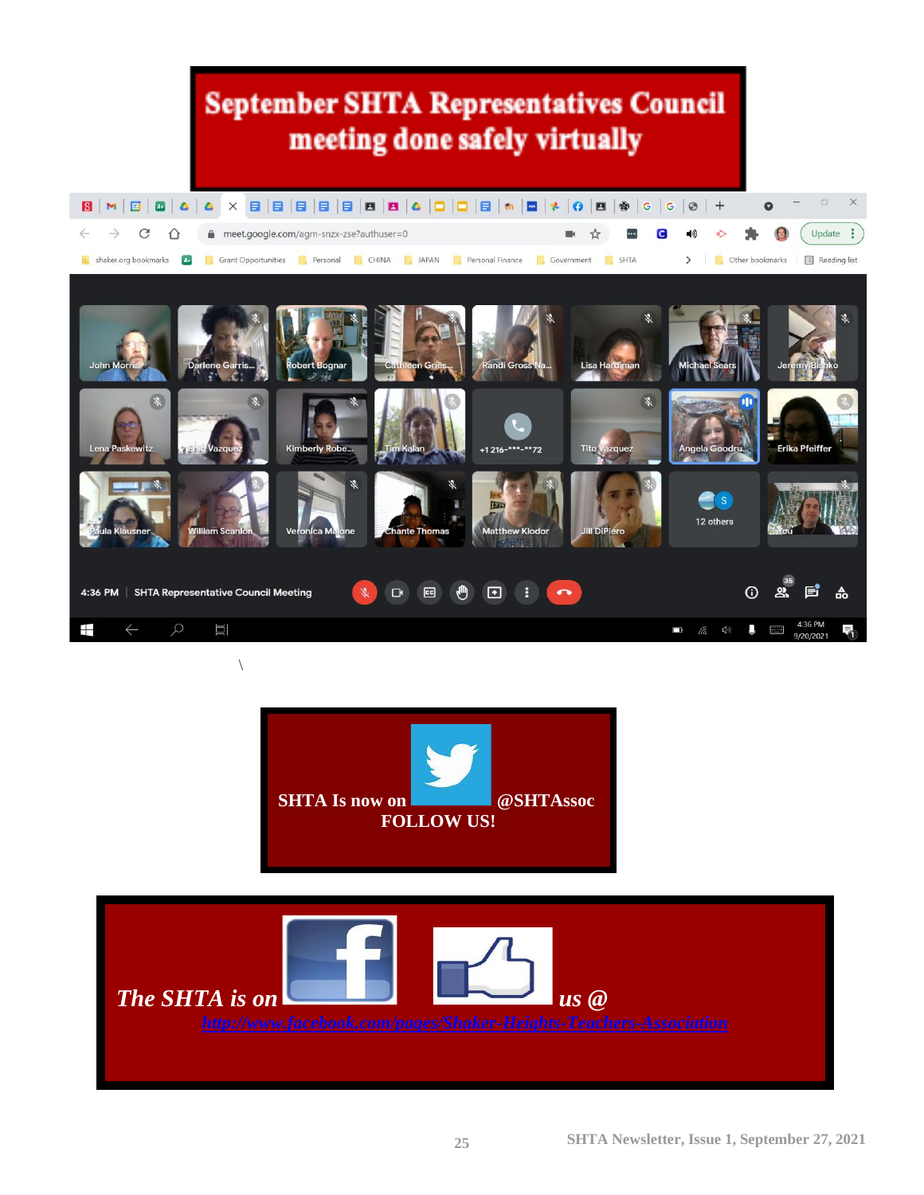# September SHTA Representatives Council meeting done safely virtually

\

**SHTA Is now on @SHTAssoc**
**FOLLOW US!**

***The SHTA is on us @***
[http://www.facebook.com/pages/Shaker-Heights-Teachers-Association](http://www.facebook.com/pages/Shaker-Heights-Teachers-Association)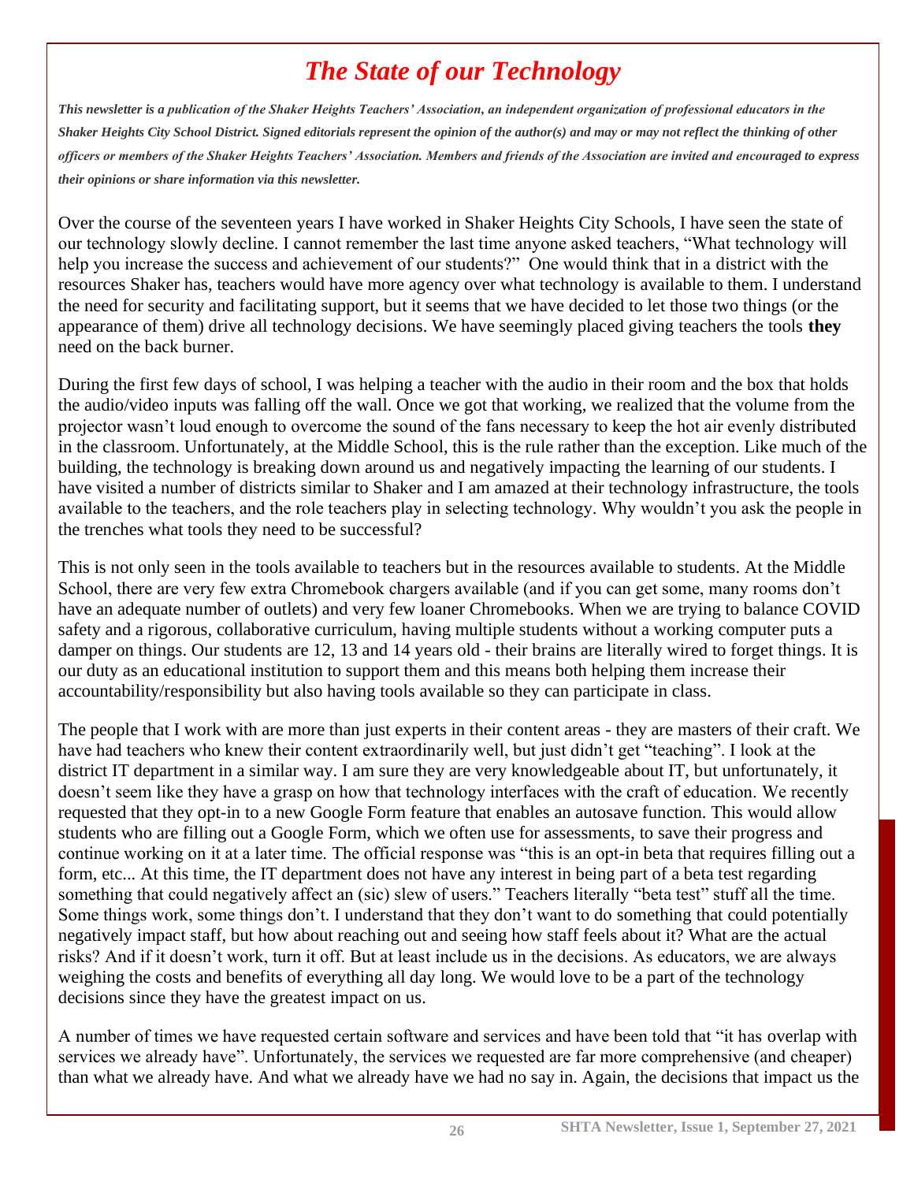# *The State of our Technology*

***This newsletter is a publication of the Shaker Heights Teachers' Association, an independent organization of professional educators in the Shaker Heights City School District. Signed editorials represent the opinion of the author(s) and may or may not reflect the thinking of other officers or members of the Shaker Heights Teachers' Association. Members and friends of the Association are invited and encouraged to express their opinions or share information via this newsletter.***

Over the course of the seventeen years I have worked in Shaker Heights City Schools, I have seen the state of our technology slowly decline. I cannot remember the last time anyone asked teachers, "What technology will help you increase the success and achievement of our students?" One would think that in a district with the resources Shaker has, teachers would have more agency over what technology is available to them. I understand the need for security and facilitating support, but it seems that we have decided to let those two things (or the appearance of them) drive all technology decisions. We have seemingly placed giving teachers the tools **they** need on the back burner.

During the first few days of school, I was helping a teacher with the audio in their room and the box that holds the audio/video inputs was falling off the wall. Once we got that working, we realized that the volume from the projector wasn't loud enough to overcome the sound of the fans necessary to keep the hot air evenly distributed in the classroom. Unfortunately, at the Middle School, this is the rule rather than the exception. Like much of the building, the technology is breaking down around us and negatively impacting the learning of our students. I have visited a number of districts similar to Shaker and I am amazed at their technology infrastructure, the tools available to the teachers, and the role teachers play in selecting technology. Why wouldn't you ask the people in the trenches what tools they need to be successful?

This is not only seen in the tools available to teachers but in the resources available to students. At the Middle School, there are very few extra Chromebook chargers available (and if you can get some, many rooms don't have an adequate number of outlets) and very few loaner Chromebooks. When we are trying to balance COVID safety and a rigorous, collaborative curriculum, having multiple students without a working computer puts a damper on things. Our students are 12, 13 and 14 years old - their brains are literally wired to forget things. It is our duty as an educational institution to support them and this means both helping them increase their accountability/responsibility but also having tools available so they can participate in class.

The people that I work with are more than just experts in their content areas - they are masters of their craft. We have had teachers who knew their content extraordinarily well, but just didn't get "teaching". I look at the district IT department in a similar way. I am sure they are very knowledgeable about IT, but unfortunately, it doesn't seem like they have a grasp on how that technology interfaces with the craft of education. We recently requested that they opt-in to a new Google Form feature that enables an autosave function. This would allow students who are filling out a Google Form, which we often use for assessments, to save their progress and continue working on it at a later time. The official response was "this is an opt-in beta that requires filling out a form, etc... At this time, the IT department does not have any interest in being part of a beta test regarding something that could negatively affect an (sic) slew of users." Teachers literally "beta test" stuff all the time. Some things work, some things don't. I understand that they don't want to do something that could potentially negatively impact staff, but how about reaching out and seeing how staff feels about it? What are the actual risks? And if it doesn't work, turn it off. But at least include us in the decisions. As educators, we are always weighing the costs and benefits of everything all day long. We would love to be a part of the technology decisions since they have the greatest impact on us.

A number of times we have requested certain software and services and have been told that "it has overlap with services we already have". Unfortunately, the services we requested are far more comprehensive (and cheaper) than what we already have. And what we already have we had no say in. Again, the decisions that impact us the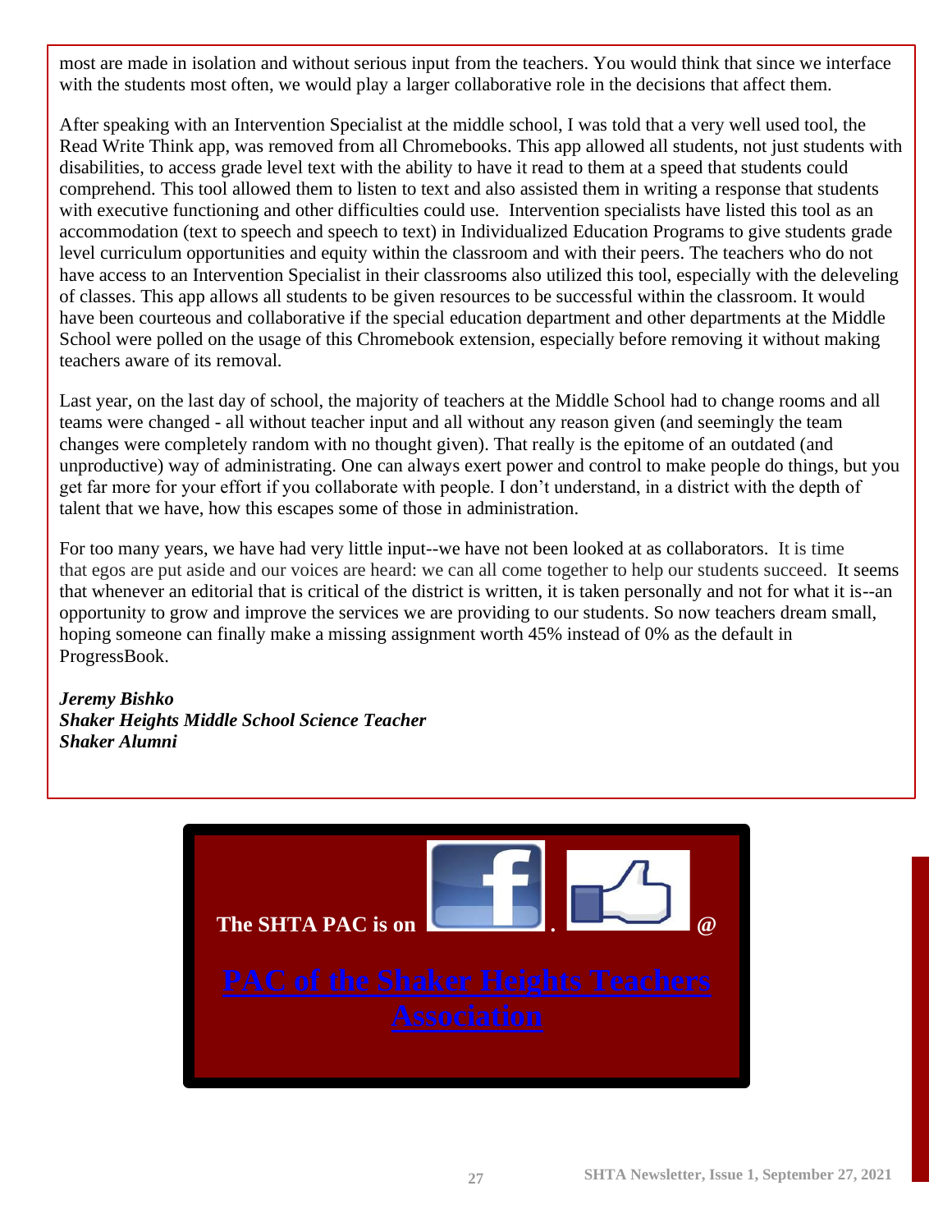most are made in isolation and without serious input from the teachers. You would think that since we interface with the students most often, we would play a larger collaborative role in the decisions that affect them.

After speaking with an Intervention Specialist at the middle school, I was told that a very well used tool, the Read Write Think app, was removed from all Chromebooks. This app allowed all students, not just students with disabilities, to access grade level text with the ability to have it read to them at a speed that students could comprehend. This tool allowed them to listen to text and also assisted them in writing a response that students with executive functioning and other difficulties could use. Intervention specialists have listed this tool as an accommodation (text to speech and speech to text) in Individualized Education Programs to give students grade level curriculum opportunities and equity within the classroom and with their peers. The teachers who do not have access to an Intervention Specialist in their classrooms also utilized this tool, especially with the deleveling of classes. This app allows all students to be given resources to be successful within the classroom. It would have been courteous and collaborative if the special education department and other departments at the Middle School were polled on the usage of this Chromebook extension, especially before removing it without making teachers aware of its removal.

Last year, on the last day of school, the majority of teachers at the Middle School had to change rooms and all teams were changed - all without teacher input and all without any reason given (and seemingly the team changes were completely random with no thought given). That really is the epitome of an outdated (and unproductive) way of administrating. One can always exert power and control to make people do things, but you get far more for your effort if you collaborate with people. I don't understand, in a district with the depth of talent that we have, how this escapes some of those in administration.

For too many years, we have had very little input--we have not been looked at as collaborators. It is time that egos are put aside and our voices are heard: we can all come together to help our students succeed. It seems that whenever an editorial that is critical of the district is written, it is taken personally and not for what it is--an opportunity to grow and improve the services we are providing to our students. So now teachers dream small, hoping someone can finally make a missing assignment worth 45% instead of 0% as the default in ProgressBook.

***Jeremy Bishko***
***Shaker Heights Middle School Science Teacher***
***Shaker Alumni***

**The SHTA PAC is on . @**

**PAC of the Shaker Heights Teachers Association**